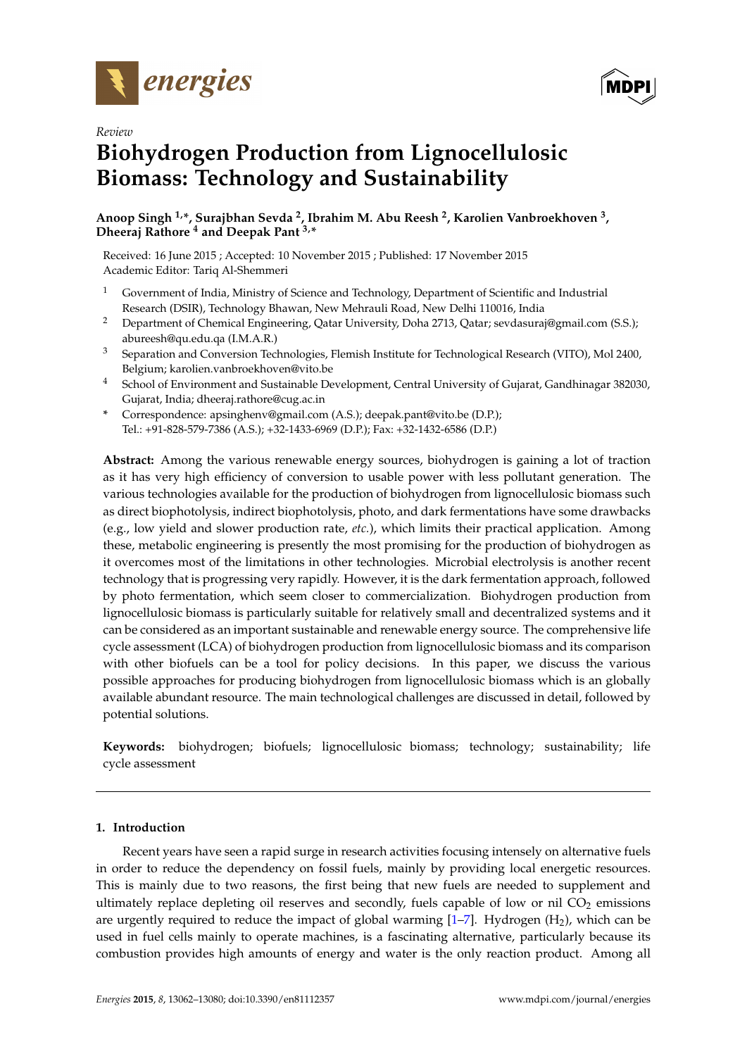*Review*

# Biohydrogen Production from Lignocellulosic Biomass: Technology and Sustainability

**Anoop Singh [1,*], Surajbhan Sevda [2], Ibrahim M. Abu Reesh [2], Karolien Vanbroekhoven [3], Dheeraj Rathore [4] and Deepak Pant [3,*]**

Received: 16 June 2015 ; Accepted: 10 November 2015 ; Published: 17 November 2015
Academic Editor: Tariq Al-Shemmeri

[1] Government of India, Ministry of Science and Technology, Department of Scientific and Industrial Research (DSIR), Technology Bhawan, New Mehrauli Road, New Delhi 110016, India

[2] Department of Chemical Engineering, Qatar University, Doha 2713, Qatar; sevdasuraj@gmail.com (S.S.); abureesh@qu.edu.qa (I.M.A.R.)

[3] Separation and Conversion Technologies, Flemish Institute for Technological Research (VITO), Mol 2400, Belgium; karolien.vanbroekhoven@vito.be

[4] School of Environment and Sustainable Development, Central University of Gujarat, Gandhinagar 382030, Gujarat, India; dheeraj.rathore@cug.ac.in

\* Correspondence: apsinghenv@gmail.com (A.S.); deepak.pant@vito.be (D.P.); Tel.: +91-828-579-7386 (A.S.); +32-1433-6969 (D.P.); Fax: +32-1432-6586 (D.P.)

**Abstract:** Among the various renewable energy sources, biohydrogen is gaining a lot of traction as it has very high efficiency of conversion to usable power with less pollutant generation. The various technologies available for the production of biohydrogen from lignocellulosic biomass such as direct biophotolysis, indirect biophotolysis, photo, and dark fermentations have some drawbacks (e.g., low yield and slower production rate, *etc.*), which limits their practical application. Among these, metabolic engineering is presently the most promising for the production of biohydrogen as it overcomes most of the limitations in other technologies. Microbial electrolysis is another recent technology that is progressing very rapidly. However, it is the dark fermentation approach, followed by photo fermentation, which seem closer to commercialization. Biohydrogen production from lignocellulosic biomass is particularly suitable for relatively small and decentralized systems and it can be considered as an important sustainable and renewable energy source. The comprehensive life cycle assessment (LCA) of biohydrogen production from lignocellulosic biomass and its comparison with other biofuels can be a tool for policy decisions. In this paper, we discuss the various possible approaches for producing biohydrogen from lignocellulosic biomass which is an globally available abundant resource. The main technological challenges are discussed in detail, followed by potential solutions.

**Keywords:** biohydrogen; biofuels; lignocellulosic biomass; technology; sustainability; life cycle assessment

## 1. Introduction

Recent years have seen a rapid surge in research activities focusing intensely on alternative fuels in order to reduce the dependency on fossil fuels, mainly by providing local energetic resources. This is mainly due to two reasons, the first being that new fuels are needed to supplement and ultimately replace depleting oil reserves and secondly, fuels capable of low or nil $CO_2$ emissions are urgently required to reduce the impact of global warming [1–7]. Hydrogen ($H_2$), which can be used in fuel cells mainly to operate machines, is a fascinating alternative, particularly because its combustion provides high amounts of energy and water is the only reaction product. Among all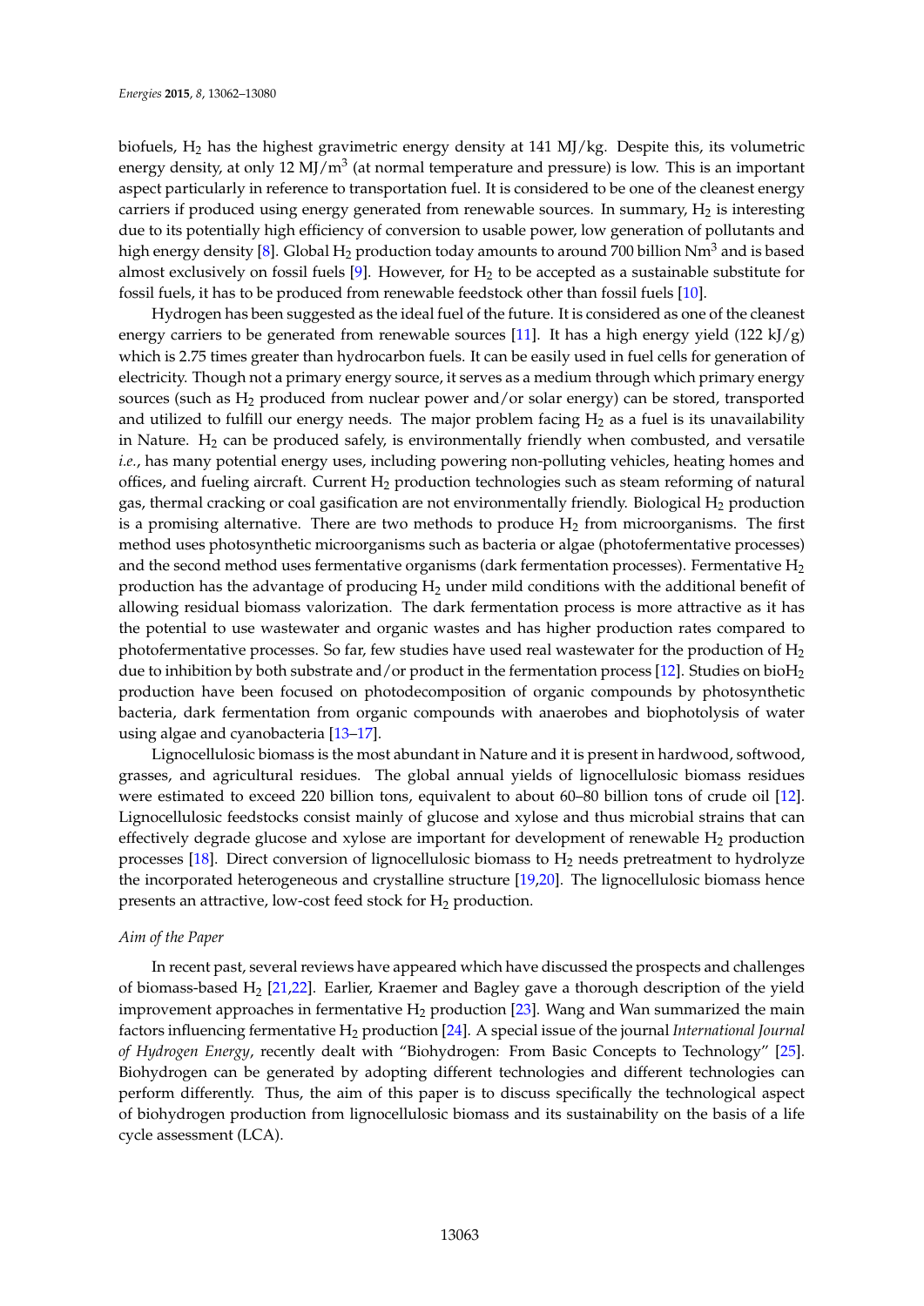biofuels, $H_2$ has the highest gravimetric energy density at 141 MJ/kg. Despite this, its volumetric energy density, at only 12 $MJ/m^3$ (at normal temperature and pressure) is low. This is an important aspect particularly in reference to transportation fuel. It is considered to be one of the cleanest energy carriers if produced using energy generated from renewable sources. In summary, $H_2$ is interesting due to its potentially high efficiency of conversion to usable power, low generation of pollutants and high energy density [8]. Global $H_2$ production today amounts to around 700 billion $Nm^3$ and is based almost exclusively on fossil fuels [9]. However, for $H_2$ to be accepted as a sustainable substitute for fossil fuels, it has to be produced from renewable feedstock other than fossil fuels [10].

Hydrogen has been suggested as the ideal fuel of the future. It is considered as one of the cleanest energy carriers to be generated from renewable sources [11]. It has a high energy yield (122 kJ/g) which is 2.75 times greater than hydrocarbon fuels. It can be easily used in fuel cells for generation of electricity. Though not a primary energy source, it serves as a medium through which primary energy sources (such as $H_2$ produced from nuclear power and/or solar energy) can be stored, transported and utilized to fulfill our energy needs. The major problem facing $H_2$ as a fuel is its unavailability in Nature. $H_2$ can be produced safely, is environmentally friendly when combusted, and versatile *i.e.*, has many potential energy uses, including powering non-polluting vehicles, heating homes and offices, and fueling aircraft. Current $H_2$ production technologies such as steam reforming of natural gas, thermal cracking or coal gasification are not environmentally friendly. Biological $H_2$ production is a promising alternative. There are two methods to produce $H_2$ from microorganisms. The first method uses photosynthetic microorganisms such as bacteria or algae (photofermentative processes) and the second method uses fermentative organisms (dark fermentation processes). Fermentative $H_2$ production has the advantage of producing $H_2$ under mild conditions with the additional benefit of allowing residual biomass valorization. The dark fermentation process is more attractive as it has the potential to use wastewater and organic wastes and has higher production rates compared to photofermentative processes. So far, few studies have used real wastewater for the production of $H_2$ due to inhibition by both substrate and/or product in the fermentation process [12]. Studies on bio$H_2$ production have been focused on photodecomposition of organic compounds by photosynthetic bacteria, dark fermentation from organic compounds with anaerobes and biophotolysis of water using algae and cyanobacteria [13–17].

Lignocellulosic biomass is the most abundant in Nature and it is present in hardwood, softwood, grasses, and agricultural residues. The global annual yields of lignocellulosic biomass residues were estimated to exceed 220 billion tons, equivalent to about 60–80 billion tons of crude oil [12]. Lignocellulosic feedstocks consist mainly of glucose and xylose and thus microbial strains that can effectively degrade glucose and xylose are important for development of renewable $H_2$ production processes [18]. Direct conversion of lignocellulosic biomass to $H_2$ needs pretreatment to hydrolyze the incorporated heterogeneous and crystalline structure [19,20]. The lignocellulosic biomass hence presents an attractive, low-cost feed stock for $H_2$ production.

*Aim of the Paper*

In recent past, several reviews have appeared which have discussed the prospects and challenges of biomass-based $H_2$ [21,22]. Earlier, Kraemer and Bagley gave a thorough description of the yield improvement approaches in fermentative $H_2$ production [23]. Wang and Wan summarized the main factors influencing fermentative $H_2$ production [24]. A special issue of the journal *International Journal of Hydrogen Energy*, recently dealt with "Biohydrogen: From Basic Concepts to Technology" [25]. Biohydrogen can be generated by adopting different technologies and different technologies can perform differently. Thus, the aim of this paper is to discuss specifically the technological aspect of biohydrogen production from lignocellulosic biomass and its sustainability on the basis of a life cycle assessment (LCA).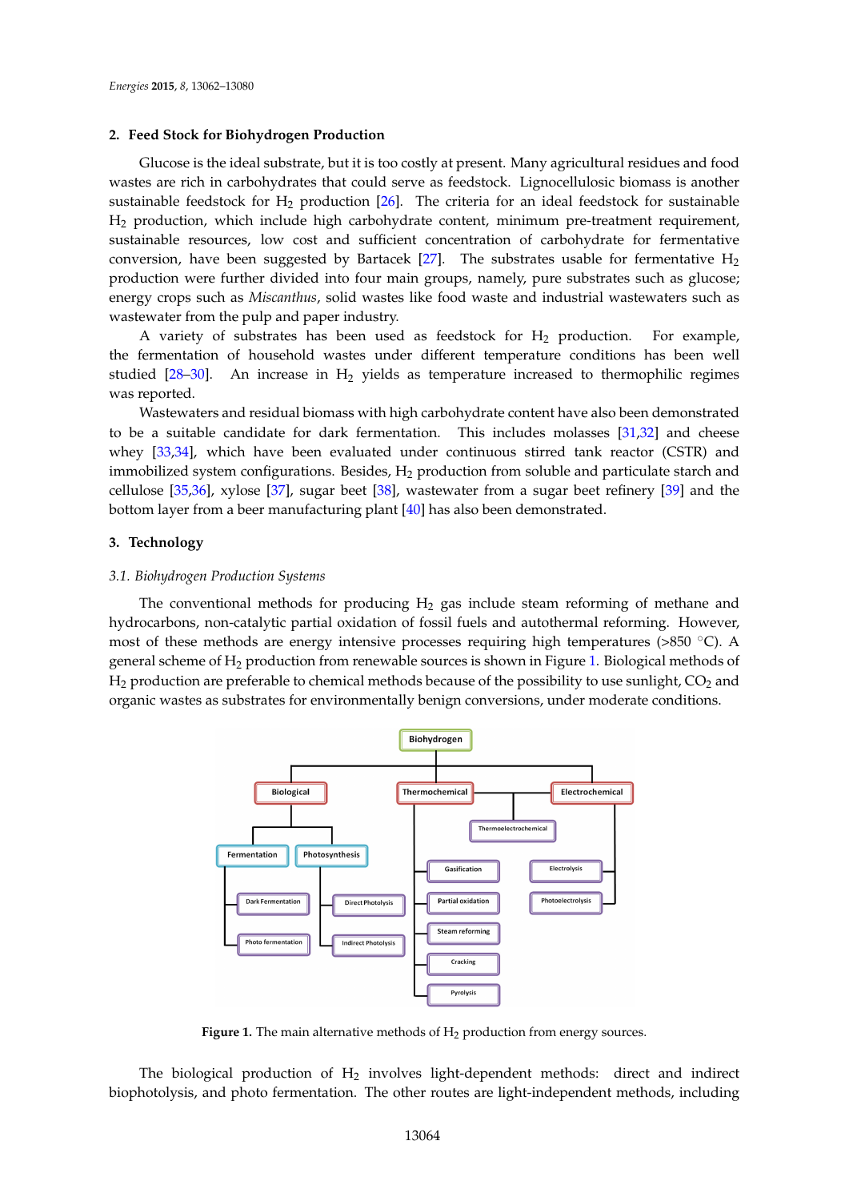## 2. Feed Stock for Biohydrogen Production

Glucose is the ideal substrate, but it is too costly at present. Many agricultural residues and food wastes are rich in carbohydrates that could serve as feedstock. Lignocellulosic biomass is another sustainable feedstock for $H_2$ production [26]. The criteria for an ideal feedstock for sustainable $H_2$ production, which include high carbohydrate content, minimum pre-treatment requirement, sustainable resources, low cost and sufficient concentration of carbohydrate for fermentative conversion, have been suggested by Bartacek [27]. The substrates usable for fermentative $H_2$ production were further divided into four main groups, namely, pure substrates such as glucose; energy crops such as *Miscanthus*, solid wastes like food waste and industrial wastewaters such as wastewater from the pulp and paper industry.

A variety of substrates has been used as feedstock for $H_2$ production. For example, the fermentation of household wastes under different temperature conditions has been well studied [28–30]. An increase in $H_2$ yields as temperature increased to thermophilic regimes was reported.

Wastewaters and residual biomass with high carbohydrate content have also been demonstrated to be a suitable candidate for dark fermentation. This includes molasses [31,32] and cheese whey [33,34], which have been evaluated under continuous stirred tank reactor (CSTR) and immobilized system configurations. Besides, $H_2$ production from soluble and particulate starch and cellulose [35,36], xylose [37], sugar beet [38], wastewater from a sugar beet refinery [39] and the bottom layer from a beer manufacturing plant [40] has also been demonstrated.

## 3. Technology

### 3.1. Biohydrogen Production Systems

The conventional methods for producing $H_2$ gas include steam reforming of methane and hydrocarbons, non-catalytic partial oxidation of fossil fuels and autothermal reforming. However, most of these methods are energy intensive processes requiring high temperatures (>850 °C). A general scheme of $H_2$ production from renewable sources is shown in Figure 1. Biological methods of $H_2$ production are preferable to chemical methods because of the possibility to use sunlight, $CO_2$ and organic wastes as substrates for environmentally benign conversions, under moderate conditions.

Figure 1. The main alternative methods of $H_2$ production from energy sources.

The biological production of $H_2$ involves light-dependent methods: direct and indirect biophotolysis, and photo fermentation. The other routes are light-independent methods, including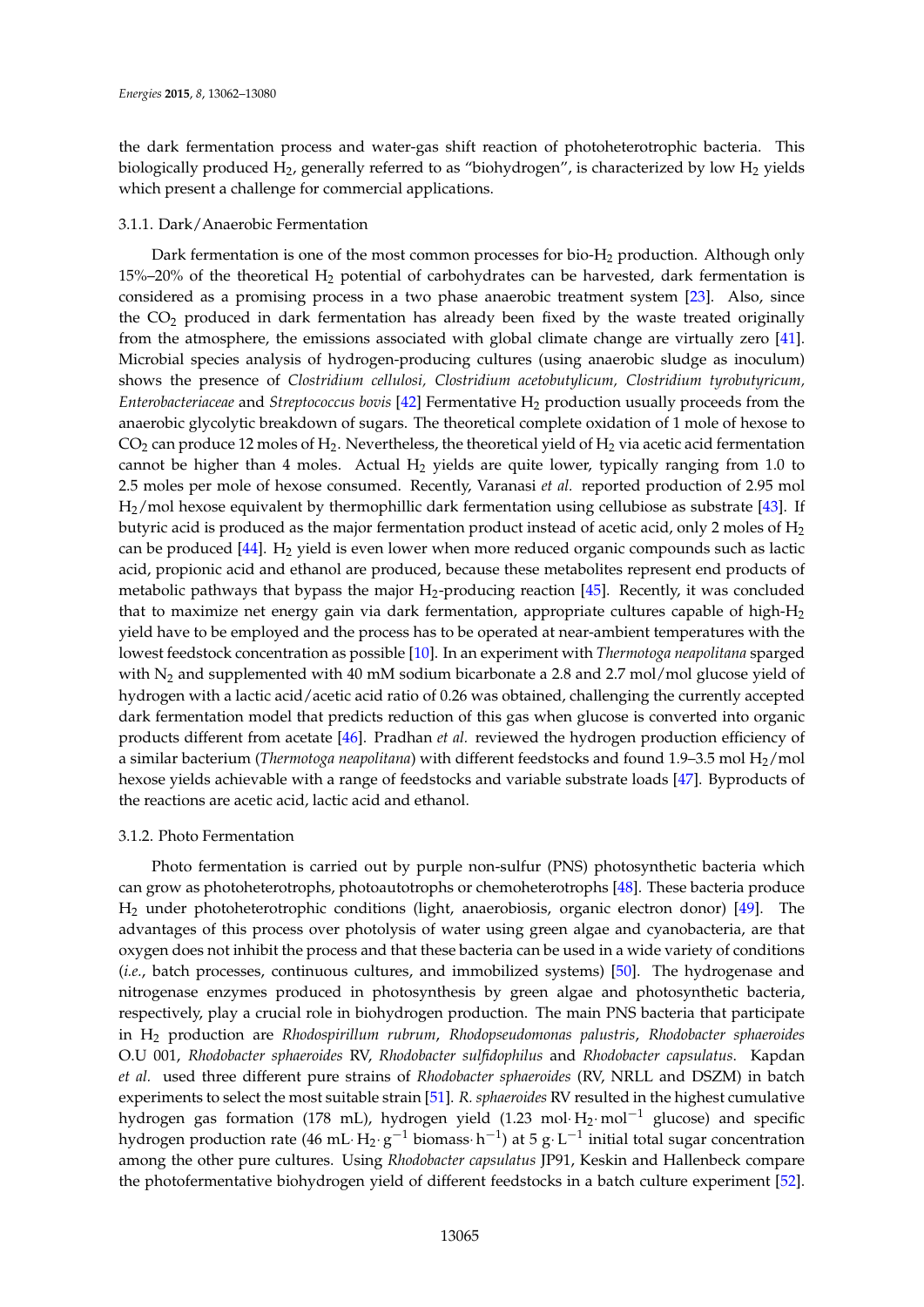the dark fermentation process and water-gas shift reaction of photoheterotrophic bacteria. This biologically produced $H_2$, generally referred to as "biohydrogen", is characterized by low $H_2$ yields which present a challenge for commercial applications.

#### 3.1.1. Dark/Anaerobic Fermentation

Dark fermentation is one of the most common processes for bio-$H_2$ production. Although only 15%–20% of the theoretical $H_2$ potential of carbohydrates can be harvested, dark fermentation is considered as a promising process in a two phase anaerobic treatment system [23]. Also, since the $CO_2$ produced in dark fermentation has already been fixed by the waste treated originally from the atmosphere, the emissions associated with global climate change are virtually zero [41]. Microbial species analysis of hydrogen-producing cultures (using anaerobic sludge as inoculum) shows the presence of *Clostridium cellulosi, Clostridium acetobutylicum, Clostridium tyrobutyricum, Enterobacteriaceae* and *Streptococcus bovis* [42] Fermentative $H_2$ production usually proceeds from the anaerobic glycolytic breakdown of sugars. The theoretical complete oxidation of 1 mole of hexose to $CO_2$ can produce 12 moles of $H_2$. Nevertheless, the theoretical yield of $H_2$ via acetic acid fermentation cannot be higher than 4 moles. Actual $H_2$ yields are quite lower, typically ranging from 1.0 to 2.5 moles per mole of hexose consumed. Recently, Varanasi *et al.* reported production of 2.95 mol $H_2$/mol hexose equivalent by thermophillic dark fermentation using cellubiose as substrate [43]. If butyric acid is produced as the major fermentation product instead of acetic acid, only 2 moles of $H_2$ can be produced [44]. $H_2$ yield is even lower when more reduced organic compounds such as lactic acid, propionic acid and ethanol are produced, because these metabolites represent end products of metabolic pathways that bypass the major $H_2$-producing reaction [45]. Recently, it was concluded that to maximize net energy gain via dark fermentation, appropriate cultures capable of high-$H_2$ yield have to be employed and the process has to be operated at near-ambient temperatures with the lowest feedstock concentration as possible [10]. In an experiment with *Thermotoga neapolitana* sparged with $N_2$ and supplemented with 40 mM sodium bicarbonate a 2.8 and 2.7 mol/mol glucose yield of hydrogen with a lactic acid/acetic acid ratio of 0.26 was obtained, challenging the currently accepted dark fermentation model that predicts reduction of this gas when glucose is converted into organic products different from acetate [46]. Pradhan *et al.* reviewed the hydrogen production efficiency of a similar bacterium (*Thermotoga neapolitana*) with different feedstocks and found 1.9–3.5 mol $H_2$/mol hexose yields achievable with a range of feedstocks and variable substrate loads [47]. Byproducts of the reactions are acetic acid, lactic acid and ethanol.

#### 3.1.2. Photo Fermentation

Photo fermentation is carried out by purple non-sulfur (PNS) photosynthetic bacteria which can grow as photoheterotrophs, photoautotrophs or chemoheterotrophs [48]. These bacteria produce $H_2$ under photoheterotrophic conditions (light, anaerobiosis, organic electron donor) [49]. The advantages of this process over photolysis of water using green algae and cyanobacteria, are that oxygen does not inhibit the process and that these bacteria can be used in a wide variety of conditions (*i.e.*, batch processes, continuous cultures, and immobilized systems) [50]. The hydrogenase and nitrogenase enzymes produced in photosynthesis by green algae and photosynthetic bacteria, respectively, play a crucial role in biohydrogen production. The main PNS bacteria that participate in $H_2$ production are *Rhodospirillum rubrum*, *Rhodopseudomonas palustris*, *Rhodobacter sphaeroides* O.U 001, *Rhodobacter sphaeroides* RV, *Rhodobacter sulfidophilus* and *Rhodobacter capsulatus*. Kapdan *et al.* used three different pure strains of *Rhodobacter sphaeroides* (RV, NRLL and DSZM) in batch experiments to select the most suitable strain [51]. *R. sphaeroides* RV resulted in the highest cumulative hydrogen gas formation (178 mL), hydrogen yield (1.23 $mol \cdot H_2 \cdot mol^{-1}$ glucose) and specific hydrogen production rate (46 $mL \cdot H_2 \cdot g^{-1}$ $biomass \cdot h^{-1}$) at 5 $g \cdot L^{-1}$ initial total sugar concentration among the other pure cultures. Using *Rhodobacter capsulatus* JP91, Keskin and Hallenbeck compare the photofermentative biohydrogen yield of different feedstocks in a batch culture experiment [52].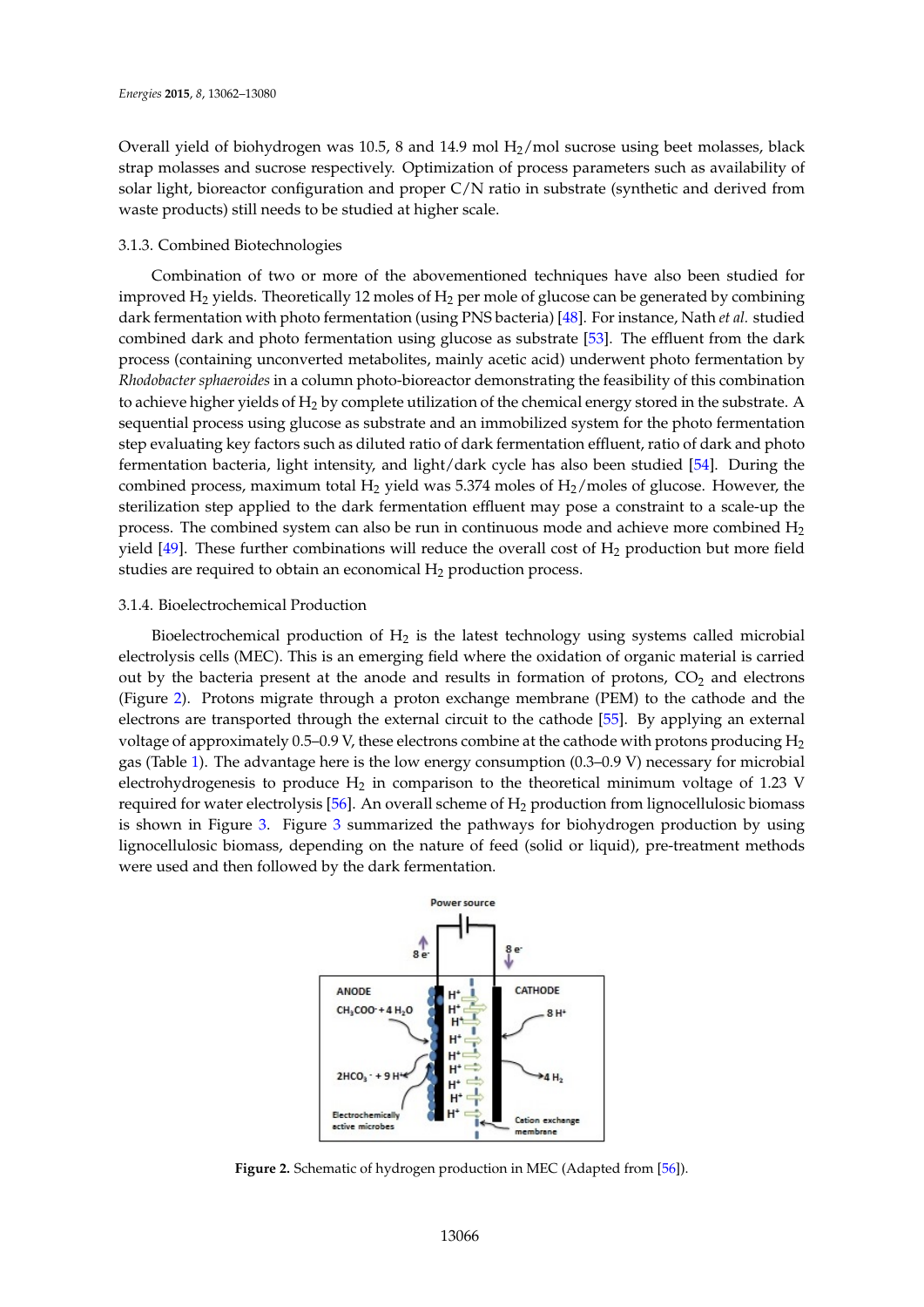Overall yield of biohydrogen was 10.5, 8 and 14.9 mol $H_2$/mol sucrose using beet molasses, black strap molasses and sucrose respectively. Optimization of process parameters such as availability of solar light, bioreactor configuration and proper C/N ratio in substrate (synthetic and derived from waste products) still needs to be studied at higher scale.

### 3.1.3. Combined Biotechnologies

Combination of two or more of the abovementioned techniques have also been studied for improved $H_2$ yields. Theoretically 12 moles of $H_2$ per mole of glucose can be generated by combining dark fermentation with photo fermentation (using PNS bacteria) [48]. For instance, Nath *et al.* studied combined dark and photo fermentation using glucose as substrate [53]. The effluent from the dark process (containing unconverted metabolites, mainly acetic acid) underwent photo fermentation by *Rhodobacter sphaeroides* in a column photo-bioreactor demonstrating the feasibility of this combination to achieve higher yields of $H_2$ by complete utilization of the chemical energy stored in the substrate. A sequential process using glucose as substrate and an immobilized system for the photo fermentation step evaluating key factors such as diluted ratio of dark fermentation effluent, ratio of dark and photo fermentation bacteria, light intensity, and light/dark cycle has also been studied [54]. During the combined process, maximum total $H_2$ yield was 5.374 moles of $H_2$/moles of glucose. However, the sterilization step applied to the dark fermentation effluent may pose a constraint to a scale-up the process. The combined system can also be run in continuous mode and achieve more combined $H_2$ yield [49]. These further combinations will reduce the overall cost of $H_2$ production but more field studies are required to obtain an economical $H_2$ production process.

### 3.1.4. Bioelectrochemical Production

Bioelectrochemical production of $H_2$ is the latest technology using systems called microbial electrolysis cells (MEC). This is an emerging field where the oxidation of organic material is carried out by the bacteria present at the anode and results in formation of protons, $CO_2$ and electrons (Figure 2). Protons migrate through a proton exchange membrane (PEM) to the cathode and the electrons are transported through the external circuit to the cathode [55]. By applying an external voltage of approximately 0.5–0.9 V, these electrons combine at the cathode with protons producing $H_2$ gas (Table 1). The advantage here is the low energy consumption (0.3–0.9 V) necessary for microbial electrohydrogenesis to produce $H_2$ in comparison to the theoretical minimum voltage of 1.23 V required for water electrolysis [56]. An overall scheme of $H_2$ production from lignocellulosic biomass is shown in Figure 3. Figure 3 summarized the pathways for biohydrogen production by using lignocellulosic biomass, depending on the nature of feed (solid or liquid), pre-treatment methods were used and then followed by the dark fermentation.

**Figure 2.** Schematic of hydrogen production in MEC (Adapted from [56]).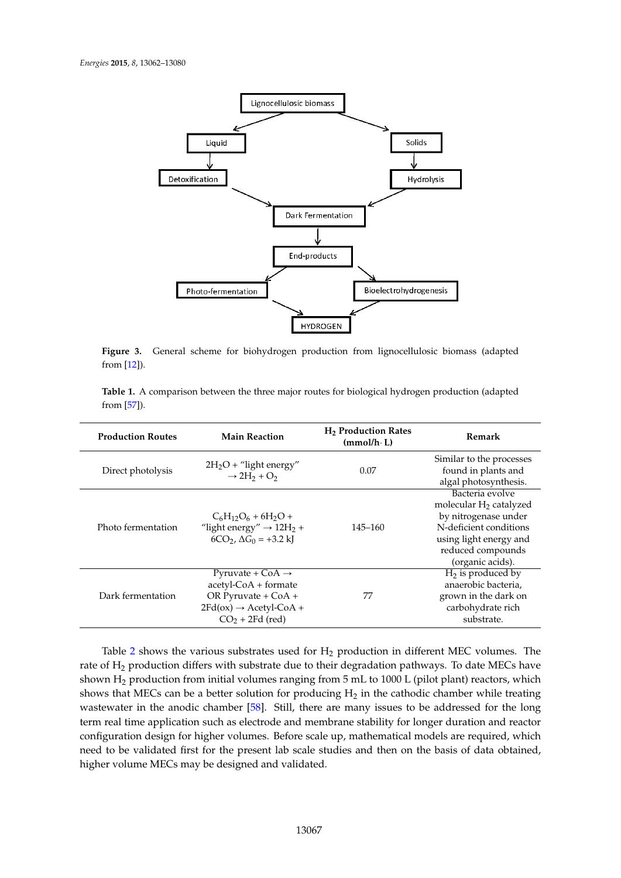Lignocellulosic biomass

Liquid

Solids

Detoxification

Hydrolysis

Dark Fermentation

End-products

Photo-fermentation

Bioelectrohydrogenesis

HYDROGEN

**Figure 3.** General scheme for biohydrogen production from lignocellulosic biomass (adapted from [12]).

**Table 1.** A comparison between the three major routes for biological hydrogen production (adapted from [57]).

| Production Routes | Main Reaction | $H_2$ Production Rates (mmol/h·L) | Remark |
|---|---|---|---|
| Direct photolysis | $2H_2O$ + "light energy" $\rightarrow 2H_2 + O_2$ | 0.07 | Similar to the processes found in plants and algal photosynthesis. |
| Photo fermentation | $C_6H_{12}O_6 + 6H_2O$ + "light energy" $\rightarrow 12H_2 + 6CO_2$, $\Delta G_0 = +3.2$ kJ | 145–160 | Bacteria evolve molecular $H_2$ catalyzed by nitrogenase under N-deficient conditions using light energy and reduced compounds (organic acids). |
| Dark fermentation | Pyruvate + CoA $\rightarrow$ acetyl-CoA + formate OR Pyruvate + CoA + 2Fd(ox) $\rightarrow$ Acetyl-CoA + $CO_2$ + 2Fd (red) | 77 | $H_2$ is produced by anaerobic bacteria, grown in the dark on carbohydrate rich substrate. |

Table 2 shows the various substrates used for $H_2$ production in different MEC volumes. The rate of $H_2$ production differs with substrate due to their degradation pathways. To date MECs have shown $H_2$ production from initial volumes ranging from 5 mL to 1000 L (pilot plant) reactors, which shows that MECs can be a better solution for producing $H_2$ in the cathodic chamber while treating wastewater in the anodic chamber [58]. Still, there are many issues to be addressed for the long term real time application such as electrode and membrane stability for longer duration and reactor configuration design for higher volumes. Before scale up, mathematical models are required, which need to be validated first for the present lab scale studies and then on the basis of data obtained, higher volume MECs may be designed and validated.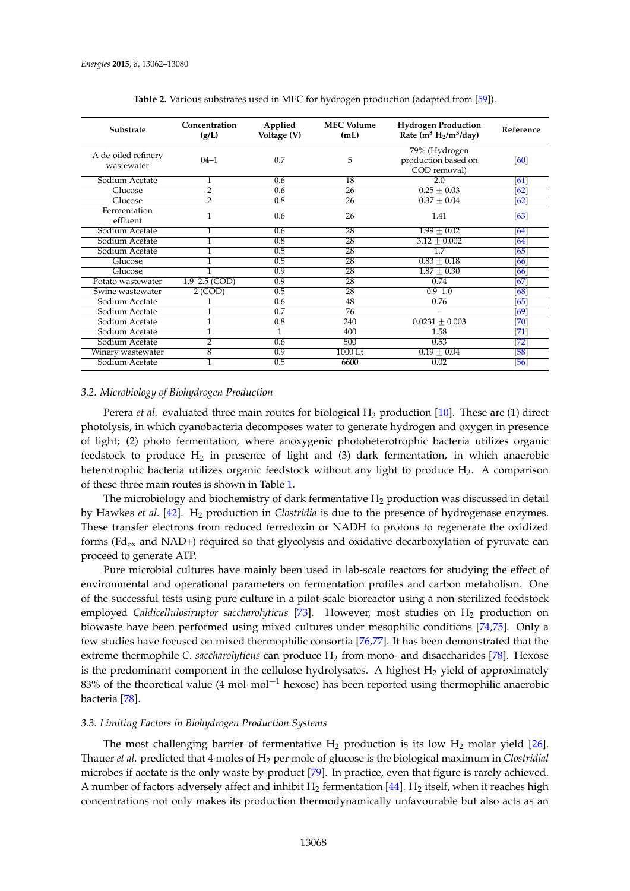**Table 2.** Various substrates used in MEC for hydrogen production (adapted from [59]).

| Substrate | Concentration (g/L) | Applied Voltage (V) | MEC Volume (mL) | Hydrogen Production Rate ($m^3$ $H_2/m^3$/day) | Reference |
|---|---|---|---|---|---|
| A de-oiled refinery wastewater | 04–1 | 0.7 | 5 | 79% (Hydrogen production based on COD removal) | [60] |
| Sodium Acetate | 1 | 0.6 | 18 | 2.0 | [61] |
| Glucose | 2 | 0.6 | 26 | 0.25 ± 0.03 | [62] |
| Glucose | 2 | 0.8 | 26 | 0.37 ± 0.04 | [62] |
| Fermentation effluent | 1 | 0.6 | 26 | 1.41 | [63] |
| Sodium Acetate | 1 | 0.6 | 28 | 1.99 ± 0.02 | [64] |
| Sodium Acetate | 1 | 0.8 | 28 | 3.12 ± 0.002 | [64] |
| Sodium Acetate | 1 | 0.5 | 28 | 1.7 | [65] |
| Glucose | 1 | 0.5 | 28 | 0.83 ± 0.18 | [66] |
| Glucose | 1 | 0.9 | 28 | 1.87 ± 0.30 | [66] |
| Potato wastewater | 1.9–2.5 (COD) | 0.9 | 28 | 0.74 | [67] |
| Swine wastewater | 2 (COD) | 0.5 | 28 | 0.9–1.0 | [68] |
| Sodium Acetate | 1 | 0.6 | 48 | 0.76 | [65] |
| Sodium Acetate | 1 | 0.7 | 76 | - | [69] |
| Sodium Acetate | 1 | 0.8 | 240 | 0.0231 ± 0.003 | [70] |
| Sodium Acetate | 1 | 1 | 400 | 1.58 | [71] |
| Sodium Acetate | 2 | 0.6 | 500 | 0.53 | [72] |
| Winery wastewater | 8 | 0.9 | 1000 Lt | 0.19 ± 0.04 | [58] |
| Sodium Acetate | 1 | 0.5 | 6600 | 0.02 | [56] |

### 3.2. Microbiology of Biohydrogen Production

Perera *et al.* evaluated three main routes for biological $H_2$ production [10]. These are (1) direct photolysis, in which cyanobacteria decomposes water to generate hydrogen and oxygen in presence of light; (2) photo fermentation, where anoxygenic photoheterotrophic bacteria utilizes organic feedstock to produce $H_2$ in presence of light and (3) dark fermentation, in which anaerobic heterotrophic bacteria utilizes organic feedstock without any light to produce $H_2$. A comparison of these three main routes is shown in Table 1.

The microbiology and biochemistry of dark fermentative $H_2$ production was discussed in detail by Hawkes *et al.* [42]. $H_2$ production in *Clostridia* is due to the presence of hydrogenase enzymes. These transfer electrons from reduced ferredoxin or NADH to protons to regenerate the oxidized forms ($Fd_{ox}$ and NAD+) required so that glycolysis and oxidative decarboxylation of pyruvate can proceed to generate ATP.

Pure microbial cultures have mainly been used in lab-scale reactors for studying the effect of environmental and operational parameters on fermentation profiles and carbon metabolism. One of the successful tests using pure culture in a pilot-scale bioreactor using a non-sterilized feedstock employed *Caldicellulosiruptor saccharolyticus* [73]. However, most studies on $H_2$ production on biowaste have been performed using mixed cultures under mesophilic conditions [74,75]. Only a few studies have focused on mixed thermophilic consortia [76,77]. It has been demonstrated that the extreme thermophile *C. saccharolyticus* can produce $H_2$ from mono- and disaccharides [78]. Hexose is the predominant component in the cellulose hydrolysates. A highest $H_2$ yield of approximately 83% of the theoretical value (4 mol·mol$^{-1}$ hexose) has been reported using thermophilic anaerobic bacteria [78].

### 3.3. Limiting Factors in Biohydrogen Production Systems

The most challenging barrier of fermentative $H_2$ production is its low $H_2$ molar yield [26]. Thauer *et al.* predicted that 4 moles of $H_2$ per mole of glucose is the biological maximum in *Clostridial* microbes if acetate is the only waste by-product [79]. In practice, even that figure is rarely achieved. A number of factors adversely affect and inhibit $H_2$ fermentation [44]. $H_2$ itself, when it reaches high concentrations not only makes its production thermodynamically unfavourable but also acts as an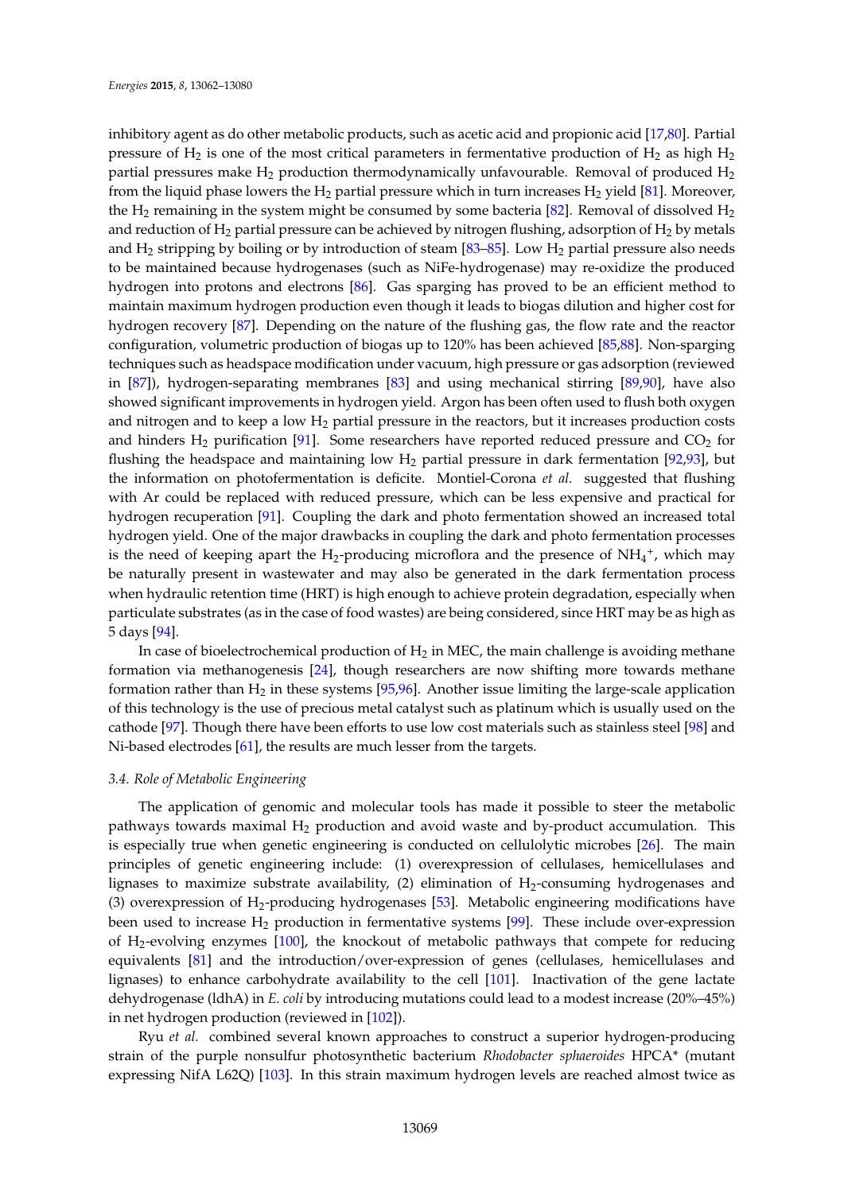inhibitory agent as do other metabolic products, such as acetic acid and propionic acid [17,80]. Partial pressure of $H_2$ is one of the most critical parameters in fermentative production of $H_2$ as high $H_2$ partial pressures make $H_2$ production thermodynamically unfavourable. Removal of produced $H_2$ from the liquid phase lowers the $H_2$ partial pressure which in turn increases $H_2$ yield [81]. Moreover, the $H_2$ remaining in the system might be consumed by some bacteria [82]. Removal of dissolved $H_2$ and reduction of $H_2$ partial pressure can be achieved by nitrogen flushing, adsorption of $H_2$ by metals and $H_2$ stripping by boiling or by introduction of steam [83–85]. Low $H_2$ partial pressure also needs to be maintained because hydrogenases (such as NiFe-hydrogenase) may re-oxidize the produced hydrogen into protons and electrons [86]. Gas sparging has proved to be an efficient method to maintain maximum hydrogen production even though it leads to biogas dilution and higher cost for hydrogen recovery [87]. Depending on the nature of the flushing gas, the flow rate and the reactor configuration, volumetric production of biogas up to 120% has been achieved [85,88]. Non-sparging techniques such as headspace modification under vacuum, high pressure or gas adsorption (reviewed in [87]), hydrogen-separating membranes [83] and using mechanical stirring [89,90], have also showed significant improvements in hydrogen yield. Argon has been often used to flush both oxygen and nitrogen and to keep a low $H_2$ partial pressure in the reactors, but it increases production costs and hinders $H_2$ purification [91]. Some researchers have reported reduced pressure and $CO_2$ for flushing the headspace and maintaining low $H_2$ partial pressure in dark fermentation [92,93], but the information on photofermentation is deficite. Montiel-Corona *et al.* suggested that flushing with Ar could be replaced with reduced pressure, which can be less expensive and practical for hydrogen recuperation [91]. Coupling the dark and photo fermentation showed an increased total hydrogen yield. One of the major drawbacks in coupling the dark and photo fermentation processes is the need of keeping apart the $H_2$-producing microflora and the presence of $NH_4^+$, which may be naturally present in wastewater and may also be generated in the dark fermentation process when hydraulic retention time (HRT) is high enough to achieve protein degradation, especially when particulate substrates (as in the case of food wastes) are being considered, since HRT may be as high as 5 days [94].

In case of bioelectrochemical production of $H_2$ in MEC, the main challenge is avoiding methane formation via methanogenesis [24], though researchers are now shifting more towards methane formation rather than $H_2$ in these systems [95,96]. Another issue limiting the large-scale application of this technology is the use of precious metal catalyst such as platinum which is usually used on the cathode [97]. Though there have been efforts to use low cost materials such as stainless steel [98] and Ni-based electrodes [61], the results are much lesser from the targets.

### 3.4. Role of Metabolic Engineering

The application of genomic and molecular tools has made it possible to steer the metabolic pathways towards maximal $H_2$ production and avoid waste and by-product accumulation. This is especially true when genetic engineering is conducted on cellulolytic microbes [26]. The main principles of genetic engineering include: (1) overexpression of cellulases, hemicellulases and lignases to maximize substrate availability, (2) elimination of $H_2$-consuming hydrogenases and (3) overexpression of $H_2$-producing hydrogenases [53]. Metabolic engineering modifications have been used to increase $H_2$ production in fermentative systems [99]. These include over-expression of $H_2$-evolving enzymes [100], the knockout of metabolic pathways that compete for reducing equivalents [81] and the introduction/over-expression of genes (cellulases, hemicellulases and lignases) to enhance carbohydrate availability to the cell [101]. Inactivation of the gene lactate dehydrogenase (ldhA) in *E. coli* by introducing mutations could lead to a modest increase (20%–45%) in net hydrogen production (reviewed in [102]).

Ryu *et al.* combined several known approaches to construct a superior hydrogen-producing strain of the purple nonsulfur photosynthetic bacterium *Rhodobacter sphaeroides* HPCA* (mutant expressing NifA L62Q) [103]. In this strain maximum hydrogen levels are reached almost twice as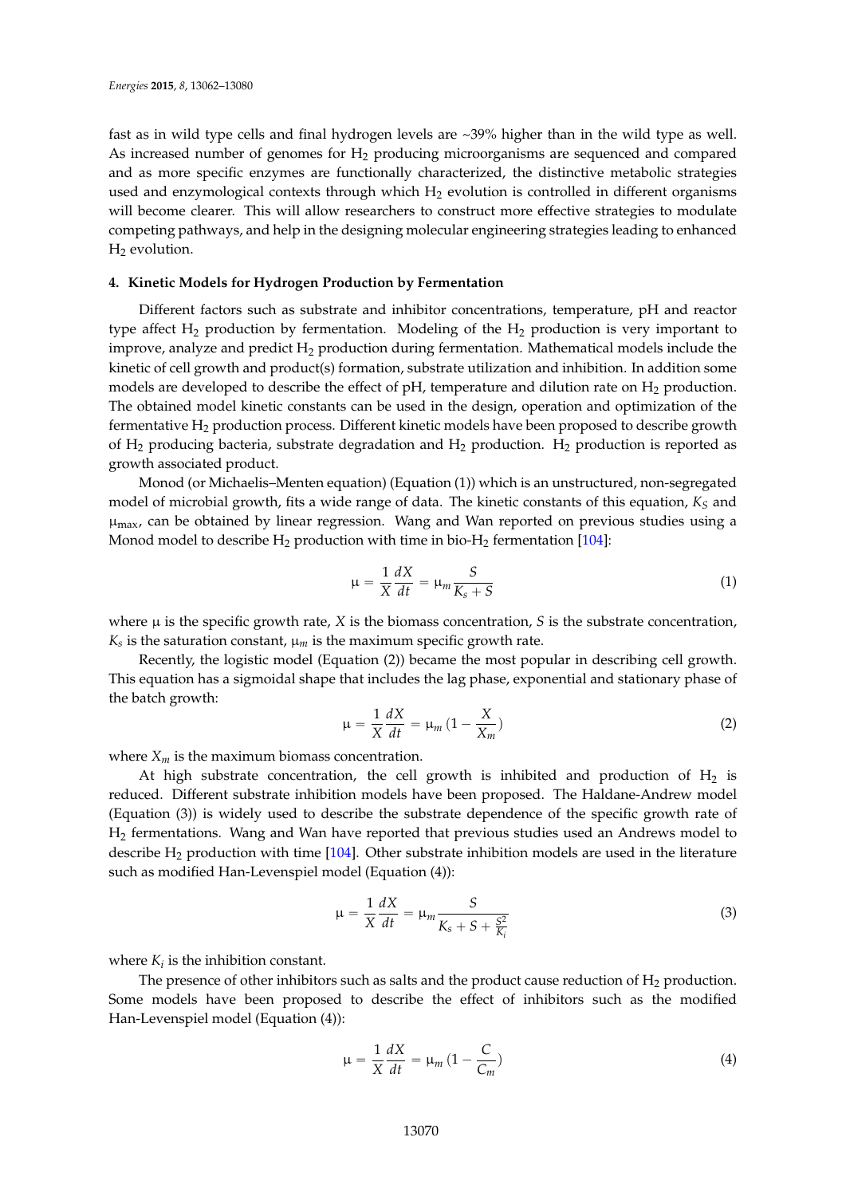fast as in wild type cells and final hydrogen levels are ~39% higher than in the wild type as well. As increased number of genomes for $H_2$ producing microorganisms are sequenced and compared and as more specific enzymes are functionally characterized, the distinctive metabolic strategies used and enzymological contexts through which $H_2$ evolution is controlled in different organisms will become clearer. This will allow researchers to construct more effective strategies to modulate competing pathways, and help in the designing molecular engineering strategies leading to enhanced $H_2$ evolution.

## 4. Kinetic Models for Hydrogen Production by Fermentation

Different factors such as substrate and inhibitor concentrations, temperature, pH and reactor type affect $H_2$ production by fermentation. Modeling of the $H_2$ production is very important to improve, analyze and predict $H_2$ production during fermentation. Mathematical models include the kinetic of cell growth and product(s) formation, substrate utilization and inhibition. In addition some models are developed to describe the effect of pH, temperature and dilution rate on $H_2$ production. The obtained model kinetic constants can be used in the design, operation and optimization of the fermentative $H_2$ production process. Different kinetic models have been proposed to describe growth of $H_2$ producing bacteria, substrate degradation and $H_2$ production. $H_2$ production is reported as growth associated product.

Monod (or Michaelis–Menten equation) (Equation (1)) which is an unstructured, non-segregated model of microbial growth, fits a wide range of data. The kinetic constants of this equation, $K_S$ and $\mu_{max}$, can be obtained by linear regression. Wang and Wan reported on previous studies using a Monod model to describe $H_2$ production with time in bio-$H_2$ fermentation [104]:

$$\mu = \frac{1}{X}\frac{dX}{dt} = \mu_m \frac{S}{K_s + S} \tag{1}$$

where $\mu$ is the specific growth rate, $X$ is the biomass concentration, $S$ is the substrate concentration, $K_s$ is the saturation constant, $\mu_m$ is the maximum specific growth rate.

Recently, the logistic model (Equation (2)) became the most popular in describing cell growth. This equation has a sigmoidal shape that includes the lag phase, exponential and stationary phase of the batch growth:

$$\mu = \frac{1}{X}\frac{dX}{dt} = \mu_m \left(1 - \frac{X}{X_m}\right) \tag{2}$$

where $X_m$ is the maximum biomass concentration.

At high substrate concentration, the cell growth is inhibited and production of $H_2$ is reduced. Different substrate inhibition models have been proposed. The Haldane-Andrew model (Equation (3)) is widely used to describe the substrate dependence of the specific growth rate of $H_2$ fermentations. Wang and Wan have reported that previous studies used an Andrews model to describe $H_2$ production with time [104]. Other substrate inhibition models are used in the literature such as modified Han-Levenspiel model (Equation (4)):

$$\mu = \frac{1}{X}\frac{dX}{dt} = \mu_m \frac{S}{K_s + S + \frac{S^2}{K_i}} \tag{3}$$

where $K_i$ is the inhibition constant.

The presence of other inhibitors such as salts and the product cause reduction of $H_2$ production. Some models have been proposed to describe the effect of inhibitors such as the modified Han-Levenspiel model (Equation (4)):

$$\mu = \frac{1}{X}\frac{dX}{dt} = \mu_m \left(1 - \frac{C}{C_m}\right) \tag{4}$$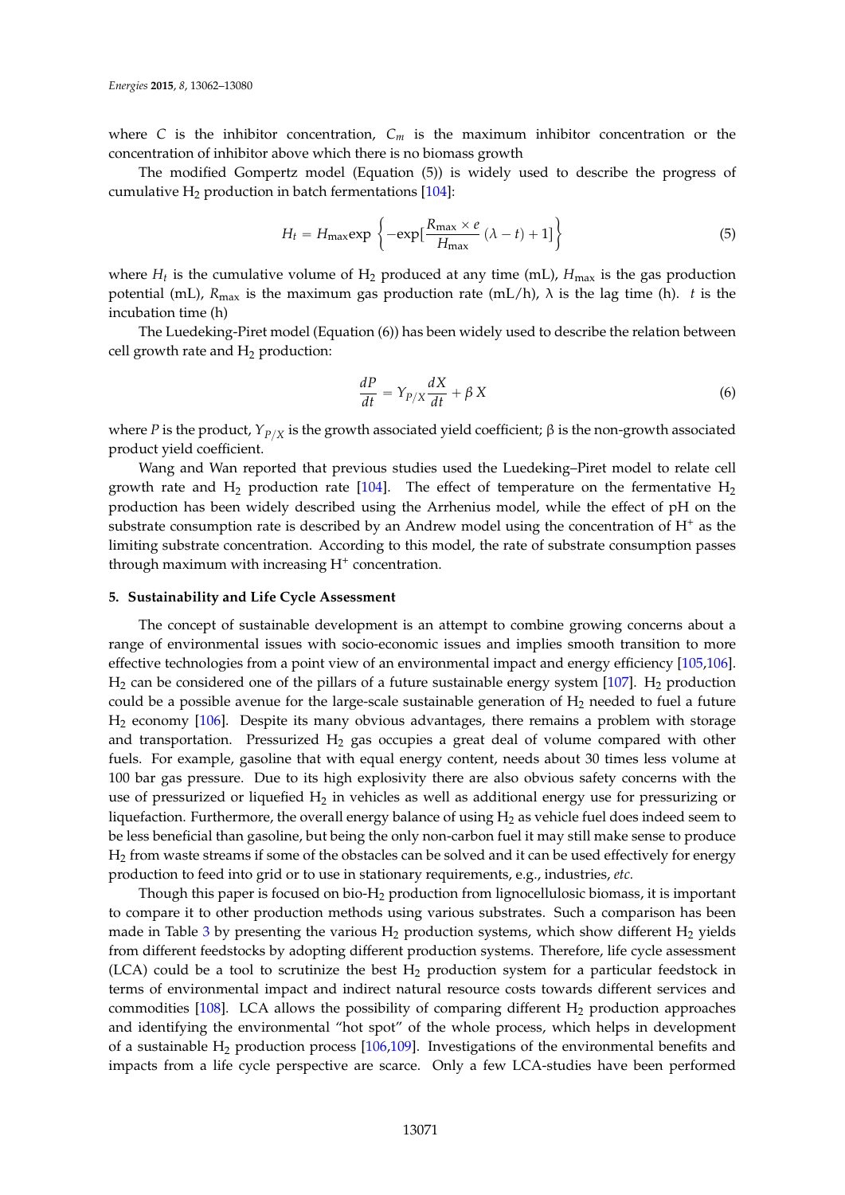where $C$ is the inhibitor concentration, $C_m$ is the maximum inhibitor concentration or the concentration of inhibitor above which there is no biomass growth

The modified Gompertz model (Equation (5)) is widely used to describe the progress of cumulative $H_2$ production in batch fermentations [104]:

$$H_t = H_{\max}\exp\left\{-\exp[\frac{R_{\max} \times e}{H_{\max}}(\lambda - t) + 1]\right\} \tag{5}$$

where $H_t$ is the cumulative volume of $H_2$ produced at any time (mL), $H_{\max}$ is the gas production potential (mL), $R_{\max}$ is the maximum gas production rate (mL/h), λ is the lag time (h). $t$ is the incubation time (h)

The Luedeking-Piret model (Equation (6)) has been widely used to describe the relation between cell growth rate and $H_2$ production:

$$\frac{dP}{dt} = Y_{P/X}\frac{dX}{dt} + \beta X \tag{6}$$

where $P$ is the product, $Y_{P/X}$ is the growth associated yield coefficient; β is the non-growth associated product yield coefficient.

Wang and Wan reported that previous studies used the Luedeking–Piret model to relate cell growth rate and $H_2$ production rate [104]. The effect of temperature on the fermentative $H_2$ production has been widely described using the Arrhenius model, while the effect of pH on the substrate consumption rate is described by an Andrew model using the concentration of $H^+$ as the limiting substrate concentration. According to this model, the rate of substrate consumption passes through maximum with increasing $H^+$ concentration.

## 5. Sustainability and Life Cycle Assessment

The concept of sustainable development is an attempt to combine growing concerns about a range of environmental issues with socio-economic issues and implies smooth transition to more effective technologies from a point view of an environmental impact and energy efficiency [105,106]. $H_2$ can be considered one of the pillars of a future sustainable energy system [107]. $H_2$ production could be a possible avenue for the large-scale sustainable generation of $H_2$ needed to fuel a future $H_2$ economy [106]. Despite its many obvious advantages, there remains a problem with storage and transportation. Pressurized $H_2$ gas occupies a great deal of volume compared with other fuels. For example, gasoline that with equal energy content, needs about 30 times less volume at 100 bar gas pressure. Due to its high explosivity there are also obvious safety concerns with the use of pressurized or liquefied $H_2$ in vehicles as well as additional energy use for pressurizing or liquefaction. Furthermore, the overall energy balance of using $H_2$ as vehicle fuel does indeed seem to be less beneficial than gasoline, but being the only non-carbon fuel it may still make sense to produce $H_2$ from waste streams if some of the obstacles can be solved and it can be used effectively for energy production to feed into grid or to use in stationary requirements, e.g., industries, *etc.*

Though this paper is focused on bio-$H_2$ production from lignocellulosic biomass, it is important to compare it to other production methods using various substrates. Such a comparison has been made in Table 3 by presenting the various $H_2$ production systems, which show different $H_2$ yields from different feedstocks by adopting different production systems. Therefore, life cycle assessment (LCA) could be a tool to scrutinize the best $H_2$ production system for a particular feedstock in terms of environmental impact and indirect natural resource costs towards different services and commodities [108]. LCA allows the possibility of comparing different $H_2$ production approaches and identifying the environmental "hot spot" of the whole process, which helps in development of a sustainable $H_2$ production process [106,109]. Investigations of the environmental benefits and impacts from a life cycle perspective are scarce. Only a few LCA-studies have been performed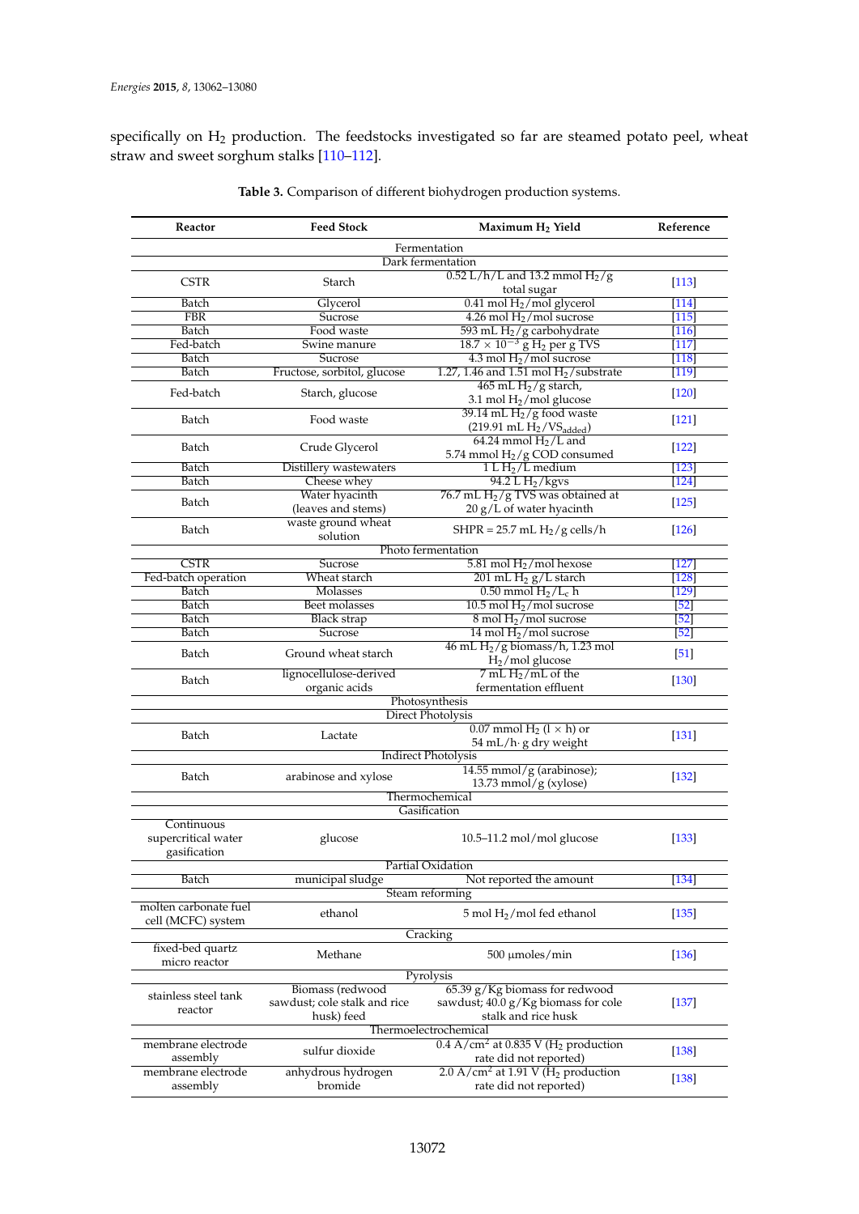specifically on $H_2$ production. The feedstocks investigated so far are steamed potato peel, wheat straw and sweet sorghum stalks [110–112].

**Table 3.** Comparison of different biohydrogen production systems.

| Reactor | Feed Stock | Maximum $H_2$ Yield | Reference |
|---|---|---|---|
| | | **Fermentation** | |
| | | **Dark fermentation** | |
| CSTR | Starch | 0.52 L/h/L and 13.2 mmol $H_2$/g total sugar | [113] |
| Batch | Glycerol | 0.41 mol $H_2$/mol glycerol | [114] |
| FBR | Sucrose | 4.26 mol $H_2$/mol sucrose | [115] |
| Batch | Food waste | 593 mL $H_2$/g carbohydrate | [116] |
| Fed-batch | Swine manure | $18.7 \times 10^{-3}$ g $H_2$ per g TVS | [117] |
| Batch | Sucrose | 4.3 mol $H_2$/mol sucrose | [118] |
| Batch | Fructose, sorbitol, glucose | 1.27, 1.46 and 1.51 mol $H_2$/substrate | [119] |
| Fed-batch | Starch, glucose | 465 mL $H_2$/g starch, 3.1 mol $H_2$/mol glucose | [120] |
| Batch | Food waste | 39.14 mL $H_2$/g food waste (219.91 mL $H_2$/$VS_{added}$) | [121] |
| Batch | Crude Glycerol | 64.24 mmol $H_2$/L and 5.74 mmol $H_2$/g COD consumed | [122] |
| Batch | Distillery wastewaters | 1 L $H_2$/L medium | [123] |
| Batch | Cheese whey | 94.2 L $H_2$/kgvs | [124] |
| Batch | Water hyacinth (leaves and stems) | 76.7 mL $H_2$/g TVS was obtained at 20 g/L of water hyacinth | [125] |
| Batch | waste ground wheat solution | SHPR = 25.7 mL $H_2$/g cells/h | [126] |
| | | **Photo fermentation** | |
| CSTR | Sucrose | 5.81 mol $H_2$/mol hexose | [127] |
| Fed-batch operation | Wheat starch | 201 mL $H_2$ g/L starch | [128] |
| Batch | Molasses | 0.50 mmol $H_2$/$L_c$ h | [129] |
| Batch | Beet molasses | 10.5 mol $H_2$/mol sucrose | [52] |
| Batch | Black strap | 8 mol $H_2$/mol sucrose | [52] |
| Batch | Sucrose | 14 mol $H_2$/mol sucrose | [52] |
| Batch | Ground wheat starch | 46 mL $H_2$/g biomass/h, 1.23 mol $H_2$/mol glucose | [51] |
| Batch | lignocellulose-derived organic acids | 7 mL $H_2$/mL of the fermentation effluent | [130] |
| | | **Photosynthesis** | |
| | | **Direct Photolysis** | |
| Batch | Lactate | 0.07 mmol $H_2$ (l × h) or 54 mL/h· g dry weight | [131] |
| | | **Indirect Photolysis** | |
| Batch | arabinose and xylose | 14.55 mmol/g (arabinose); 13.73 mmol/g (xylose) | [132] |
| | | **Thermochemical** | |
| | | **Gasification** | |
| Continuous supercritical water gasification | glucose | 10.5–11.2 mol/mol glucose | [133] |
| | | **Partial Oxidation** | |
| Batch | municipal sludge | Not reported the amount | [134] |
| | | **Steam reforming** | |
| molten carbonate fuel cell (MCFC) system | ethanol | 5 mol $H_2$/mol fed ethanol | [135] |
| | | **Cracking** | |
| fixed-bed quartz micro reactor | Methane | 500 µmoles/min | [136] |
| | | **Pyrolysis** | |
| stainless steel tank reactor | Biomass (redwood sawdust; cole stalk and rice husk) feed | 65.39 g/Kg biomass for redwood sawdust; 40.0 g/Kg biomass for cole stalk and rice husk | [137] |
| | | **Thermoelectrochemical** | |
| membrane electrode assembly | sulfur dioxide | 0.4 A/cm$^2$ at 0.835 V ($H_2$ production rate did not reported) | [138] |
| membrane electrode assembly | anhydrous hydrogen bromide | 2.0 A/cm$^2$ at 1.91 V ($H_2$ production rate did not reported) | [138] |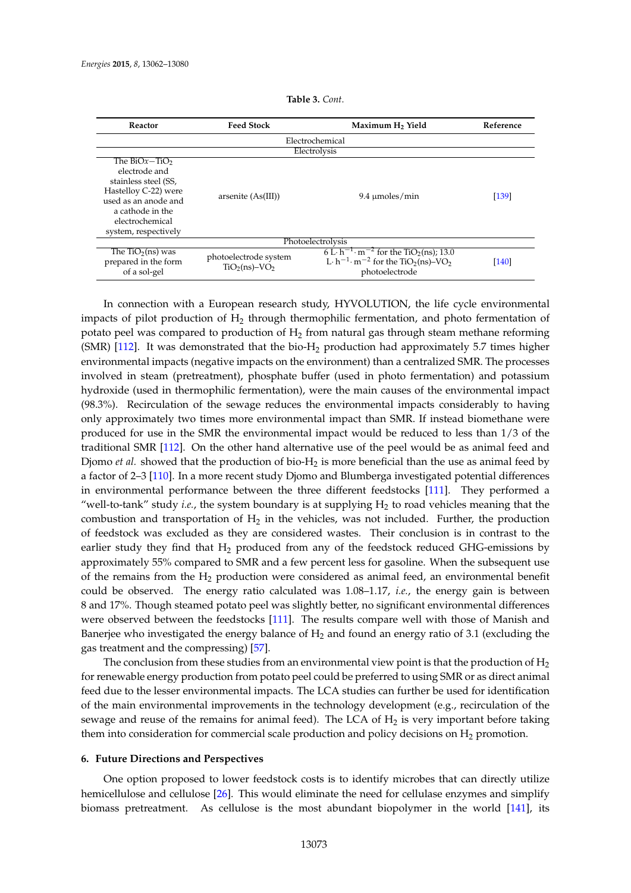**Table 3.** *Cont.*

| Reactor | Feed Stock | Maximum $H_2$ Yield | Reference |
|---|---|---|---|
| Electrochemical | | | |
| Electrolysis | | | |
| The $BiOx-TiO_2$ electrode and stainless steel (SS, Hastelloy C-22) were used as an anode and a cathode in the electrochemical system, respectively | arsenite (As(III)) | 9.4 μmoles/min | [139] |
| Photoelectrolysis | | | |
| The $TiO_2$(ns) was prepared in the form of a sol-gel | photoelectrode system $TiO_2$(ns)–$VO_2$ | 6 $L \cdot h^{-1} \cdot m^{-2}$ for the $TiO_2$(ns); 13.0 $L \cdot h^{-1} \cdot m^{-2}$ for the $TiO_2$(ns)–$VO_2$ photoelectrode | [140] |

In connection with a European research study, HYVOLUTION, the life cycle environmental impacts of pilot production of $H_2$ through thermophilic fermentation, and photo fermentation of potato peel was compared to production of $H_2$ from natural gas through steam methane reforming (SMR) [112]. It was demonstrated that the bio-$H_2$ production had approximately 5.7 times higher environmental impacts (negative impacts on the environment) than a centralized SMR. The processes involved in steam (pretreatment), phosphate buffer (used in photo fermentation) and potassium hydroxide (used in thermophilic fermentation), were the main causes of the environmental impact (98.3%). Recirculation of the sewage reduces the environmental impacts considerably to having only approximately two times more environmental impact than SMR. If instead biomethane were produced for use in the SMR the environmental impact would be reduced to less than 1/3 of the traditional SMR [112]. On the other hand alternative use of the peel would be as animal feed and Djomo *et al.* showed that the production of bio-$H_2$ is more beneficial than the use as animal feed by a factor of 2–3 [110]. In a more recent study Djomo and Blumberga investigated potential differences in environmental performance between the three different feedstocks [111]. They performed a "well-to-tank" study *i.e.*, the system boundary is at supplying $H_2$ to road vehicles meaning that the combustion and transportation of $H_2$ in the vehicles, was not included. Further, the production of feedstock was excluded as they are considered wastes. Their conclusion is in contrast to the earlier study they find that $H_2$ produced from any of the feedstock reduced GHG-emissions by approximately 55% compared to SMR and a few percent less for gasoline. When the subsequent use of the remains from the $H_2$ production were considered as animal feed, an environmental benefit could be observed. The energy ratio calculated was 1.08–1.17, *i.e.*, the energy gain is between 8 and 17%. Though steamed potato peel was slightly better, no significant environmental differences were observed between the feedstocks [111]. The results compare well with those of Manish and Banerjee who investigated the energy balance of $H_2$ and found an energy ratio of 3.1 (excluding the gas treatment and the compressing) [57].

The conclusion from these studies from an environmental view point is that the production of $H_2$ for renewable energy production from potato peel could be preferred to using SMR or as direct animal feed due to the lesser environmental impacts. The LCA studies can further be used for identification of the main environmental improvements in the technology development (e.g., recirculation of the sewage and reuse of the remains for animal feed). The LCA of $H_2$ is very important before taking them into consideration for commercial scale production and policy decisions on $H_2$ promotion.

## 6. Future Directions and Perspectives

One option proposed to lower feedstock costs is to identify microbes that can directly utilize hemicellulose and cellulose [26]. This would eliminate the need for cellulase enzymes and simplify biomass pretreatment. As cellulose is the most abundant biopolymer in the world [141], its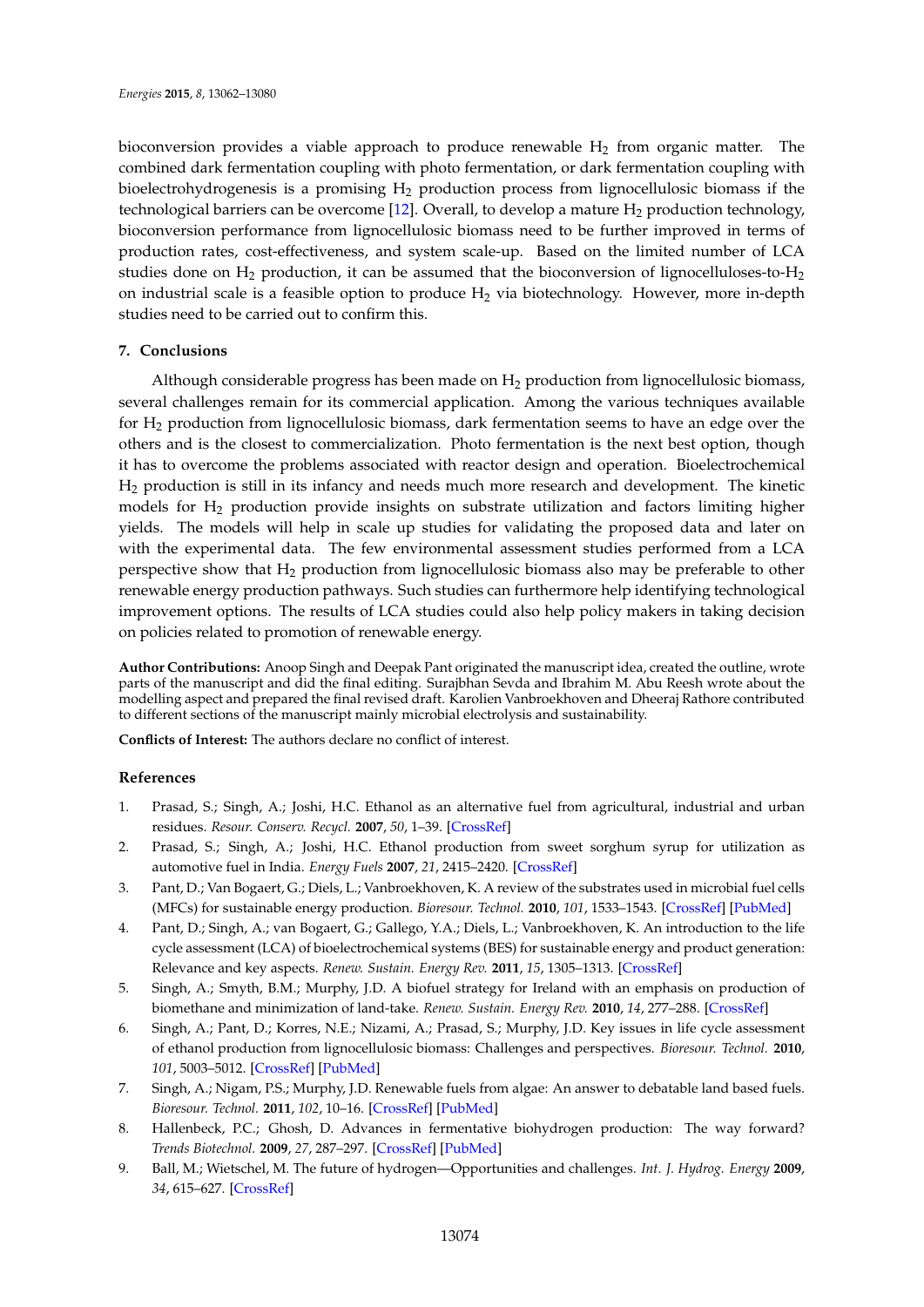bioconversion provides a viable approach to produce renewable $H_2$ from organic matter. The combined dark fermentation coupling with photo fermentation, or dark fermentation coupling with bioelectrohydrogenesis is a promising $H_2$ production process from lignocellulosic biomass if the technological barriers can be overcome [12]. Overall, to develop a mature $H_2$ production technology, bioconversion performance from lignocellulosic biomass need to be further improved in terms of production rates, cost-effectiveness, and system scale-up. Based on the limited number of LCA studies done on $H_2$ production, it can be assumed that the bioconversion of lignocelluloses-to-$H_2$ on industrial scale is a feasible option to produce $H_2$ via biotechnology. However, more in-depth studies need to be carried out to confirm this.

## 7. Conclusions

Although considerable progress has been made on $H_2$ production from lignocellulosic biomass, several challenges remain for its commercial application. Among the various techniques available for $H_2$ production from lignocellulosic biomass, dark fermentation seems to have an edge over the others and is the closest to commercialization. Photo fermentation is the next best option, though it has to overcome the problems associated with reactor design and operation. Bioelectrochemical $H_2$ production is still in its infancy and needs much more research and development. The kinetic models for $H_2$ production provide insights on substrate utilization and factors limiting higher yields. The models will help in scale up studies for validating the proposed data and later on with the experimental data. The few environmental assessment studies performed from a LCA perspective show that $H_2$ production from lignocellulosic biomass also may be preferable to other renewable energy production pathways. Such studies can furthermore help identifying technological improvement options. The results of LCA studies could also help policy makers in taking decision on policies related to promotion of renewable energy.

**Author Contributions:** Anoop Singh and Deepak Pant originated the manuscript idea, created the outline, wrote parts of the manuscript and did the final editing. Surajbhan Sevda and Ibrahim M. Abu Reesh wrote about the modelling aspect and prepared the final revised draft. Karolien Vanbroekhoven and Dheeraj Rathore contributed to different sections of the manuscript mainly microbial electrolysis and sustainability.

**Conflicts of Interest:** The authors declare no conflict of interest.

## References

1. Prasad, S.; Singh, A.; Joshi, H.C. Ethanol as an alternative fuel from agricultural, industrial and urban residues. *Resour. Conserv. Recycl.* **2007**, *50*, 1–39. [CrossRef]
2. Prasad, S.; Singh, A.; Joshi, H.C. Ethanol production from sweet sorghum syrup for utilization as automotive fuel in India. *Energy Fuels* **2007**, *21*, 2415–2420. [CrossRef]
3. Pant, D.; Van Bogaert, G.; Diels, L.; Vanbroekhoven, K. A review of the substrates used in microbial fuel cells (MFCs) for sustainable energy production. *Bioresour. Technol.* **2010**, *101*, 1533–1543. [CrossRef] [PubMed]
4. Pant, D.; Singh, A.; van Bogaert, G.; Gallego, Y.A.; Diels, L.; Vanbroekhoven, K. An introduction to the life cycle assessment (LCA) of bioelectrochemical systems (BES) for sustainable energy and product generation: Relevance and key aspects. *Renew. Sustain. Energy Rev.* **2011**, *15*, 1305–1313. [CrossRef]
5. Singh, A.; Smyth, B.M.; Murphy, J.D. A biofuel strategy for Ireland with an emphasis on production of biomethane and minimization of land-take. *Renew. Sustain. Energy Rev.* **2010**, *14*, 277–288. [CrossRef]
6. Singh, A.; Pant, D.; Korres, N.E.; Nizami, A.; Prasad, S.; Murphy, J.D. Key issues in life cycle assessment of ethanol production from lignocellulosic biomass: Challenges and perspectives. *Bioresour. Technol.* **2010**, *101*, 5003–5012. [CrossRef] [PubMed]
7. Singh, A.; Nigam, P.S.; Murphy, J.D. Renewable fuels from algae: An answer to debatable land based fuels. *Bioresour. Technol.* **2011**, *102*, 10–16. [CrossRef] [PubMed]
8. Hallenbeck, P.C.; Ghosh, D. Advances in fermentative biohydrogen production: The way forward? *Trends Biotechnol.* **2009**, *27*, 287–297. [CrossRef] [PubMed]
9. Ball, M.; Wietschel, M. The future of hydrogen—Opportunities and challenges. *Int. J. Hydrog. Energy* **2009**, *34*, 615–627. [CrossRef]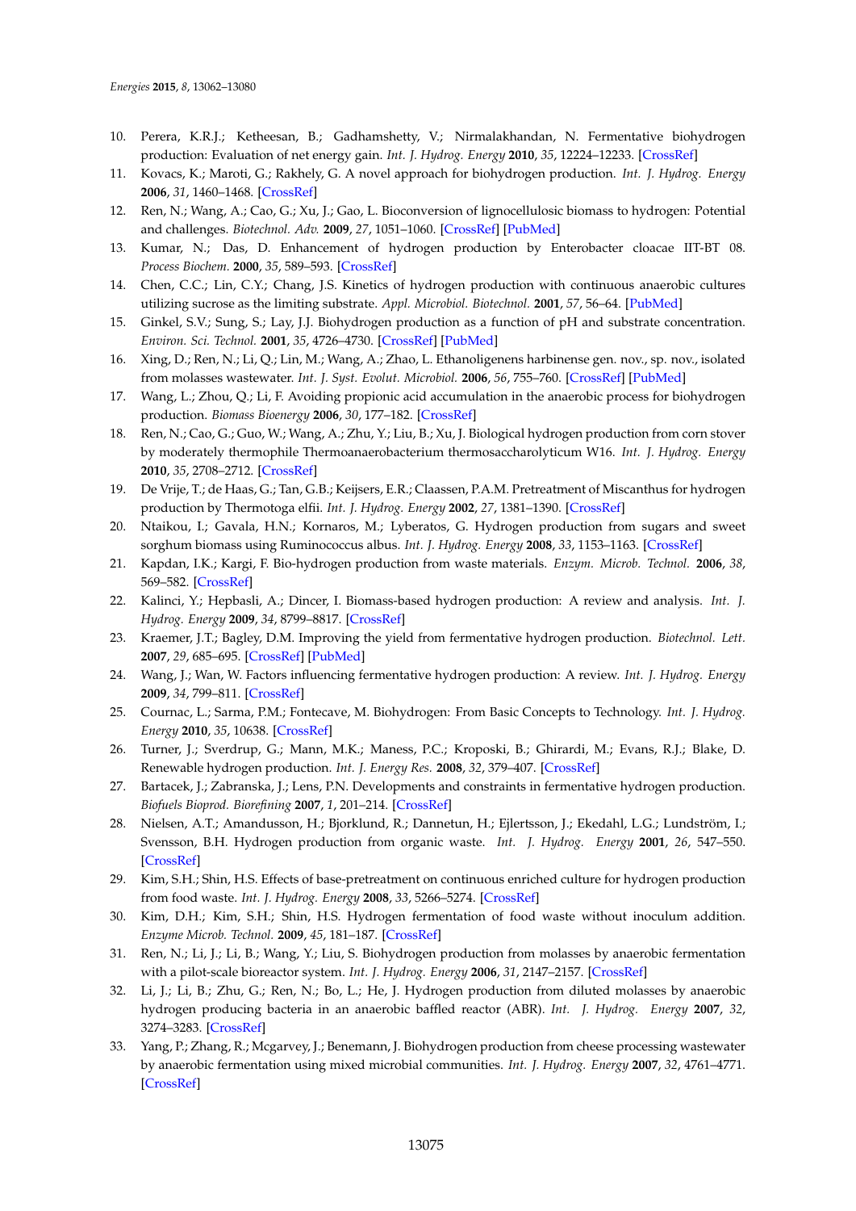10. Perera, K.R.J.; Ketheesan, B.; Gadhamshetty, V.; Nirmalakhandan, N. Fermentative biohydrogen production: Evaluation of net energy gain. *Int. J. Hydrog. Energy* **2010**, *35*, 12224–12233. [CrossRef]
11. Kovacs, K.; Maroti, G.; Rakhely, G. A novel approach for biohydrogen production. *Int. J. Hydrog. Energy* **2006**, *31*, 1460–1468. [CrossRef]
12. Ren, N.; Wang, A.; Cao, G.; Xu, J.; Gao, L. Bioconversion of lignocellulosic biomass to hydrogen: Potential and challenges. *Biotechnol. Adv.* **2009**, *27*, 1051–1060. [CrossRef] [PubMed]
13. Kumar, N.; Das, D. Enhancement of hydrogen production by Enterobacter cloacae IIT-BT 08. *Process Biochem.* **2000**, *35*, 589–593. [CrossRef]
14. Chen, C.C.; Lin, C.Y.; Chang, J.S. Kinetics of hydrogen production with continuous anaerobic cultures utilizing sucrose as the limiting substrate. *Appl. Microbiol. Biotechnol.* **2001**, *57*, 56–64. [PubMed]
15. Ginkel, S.V.; Sung, S.; Lay, J.J. Biohydrogen production as a function of pH and substrate concentration. *Environ. Sci. Technol.* **2001**, *35*, 4726–4730. [CrossRef] [PubMed]
16. Xing, D.; Ren, N.; Li, Q.; Lin, M.; Wang, A.; Zhao, L. Ethanoligenens harbinense gen. nov., sp. nov., isolated from molasses wastewater. *Int. J. Syst. Evolut. Microbiol.* **2006**, *56*, 755–760. [CrossRef] [PubMed]
17. Wang, L.; Zhou, Q.; Li, F. Avoiding propionic acid accumulation in the anaerobic process for biohydrogen production. *Biomass Bioenergy* **2006**, *30*, 177–182. [CrossRef]
18. Ren, N.; Cao, G.; Guo, W.; Wang, A.; Zhu, Y.; Liu, B.; Xu, J. Biological hydrogen production from corn stover by moderately thermophile Thermoanaerobacterium thermosaccharolyticum W16. *Int. J. Hydrog. Energy* **2010**, *35*, 2708–2712. [CrossRef]
19. De Vrije, T.; de Haas, G.; Tan, G.B.; Keijsers, E.R.; Claassen, P.A.M. Pretreatment of Miscanthus for hydrogen production by Thermotoga elfii. *Int. J. Hydrog. Energy* **2002**, *27*, 1381–1390. [CrossRef]
20. Ntaikou, I.; Gavala, H.N.; Kornaros, M.; Lyberatos, G. Hydrogen production from sugars and sweet sorghum biomass using Ruminococcus albus. *Int. J. Hydrog. Energy* **2008**, *33*, 1153–1163. [CrossRef]
21. Kapdan, I.K.; Kargi, F. Bio-hydrogen production from waste materials. *Enzym. Microb. Technol.* **2006**, *38*, 569–582. [CrossRef]
22. Kalinci, Y.; Hepbasli, A.; Dincer, I. Biomass-based hydrogen production: A review and analysis. *Int. J. Hydrog. Energy* **2009**, *34*, 8799–8817. [CrossRef]
23. Kraemer, J.T.; Bagley, D.M. Improving the yield from fermentative hydrogen production. *Biotechnol. Lett.* **2007**, *29*, 685–695. [CrossRef] [PubMed]
24. Wang, J.; Wan, W. Factors influencing fermentative hydrogen production: A review. *Int. J. Hydrog. Energy* **2009**, *34*, 799–811. [CrossRef]
25. Cournac, L.; Sarma, P.M.; Fontecave, M. Biohydrogen: From Basic Concepts to Technology. *Int. J. Hydrog. Energy* **2010**, *35*, 10638. [CrossRef]
26. Turner, J.; Sverdrup, G.; Mann, M.K.; Maness, P.C.; Kroposki, B.; Ghirardi, M.; Evans, R.J.; Blake, D. Renewable hydrogen production. *Int. J. Energy Res.* **2008**, *32*, 379–407. [CrossRef]
27. Bartacek, J.; Zabranska, J.; Lens, P.N. Developments and constraints in fermentative hydrogen production. *Biofuels Bioprod. Biorefining* **2007**, *1*, 201–214. [CrossRef]
28. Nielsen, A.T.; Amandusson, H.; Bjorklund, R.; Dannetun, H.; Ejlertsson, J.; Ekedahl, L.G.; Lundström, I.; Svensson, B.H. Hydrogen production from organic waste. *Int. J. Hydrog. Energy* **2001**, *26*, 547–550. [CrossRef]
29. Kim, S.H.; Shin, H.S. Effects of base-pretreatment on continuous enriched culture for hydrogen production from food waste. *Int. J. Hydrog. Energy* **2008**, *33*, 5266–5274. [CrossRef]
30. Kim, D.H.; Kim, S.H.; Shin, H.S. Hydrogen fermentation of food waste without inoculum addition. *Enzyme Microb. Technol.* **2009**, *45*, 181–187. [CrossRef]
31. Ren, N.; Li, J.; Li, B.; Wang, Y.; Liu, S. Biohydrogen production from molasses by anaerobic fermentation with a pilot-scale bioreactor system. *Int. J. Hydrog. Energy* **2006**, *31*, 2147–2157. [CrossRef]
32. Li, J.; Li, B.; Zhu, G.; Ren, N.; Bo, L.; He, J. Hydrogen production from diluted molasses by anaerobic hydrogen producing bacteria in an anaerobic baffled reactor (ABR). *Int. J. Hydrog. Energy* **2007**, *32*, 3274–3283. [CrossRef]
33. Yang, P.; Zhang, R.; Mcgarvey, J.; Benemann, J. Biohydrogen production from cheese processing wastewater by anaerobic fermentation using mixed microbial communities. *Int. J. Hydrog. Energy* **2007**, *32*, 4761–4771. [CrossRef]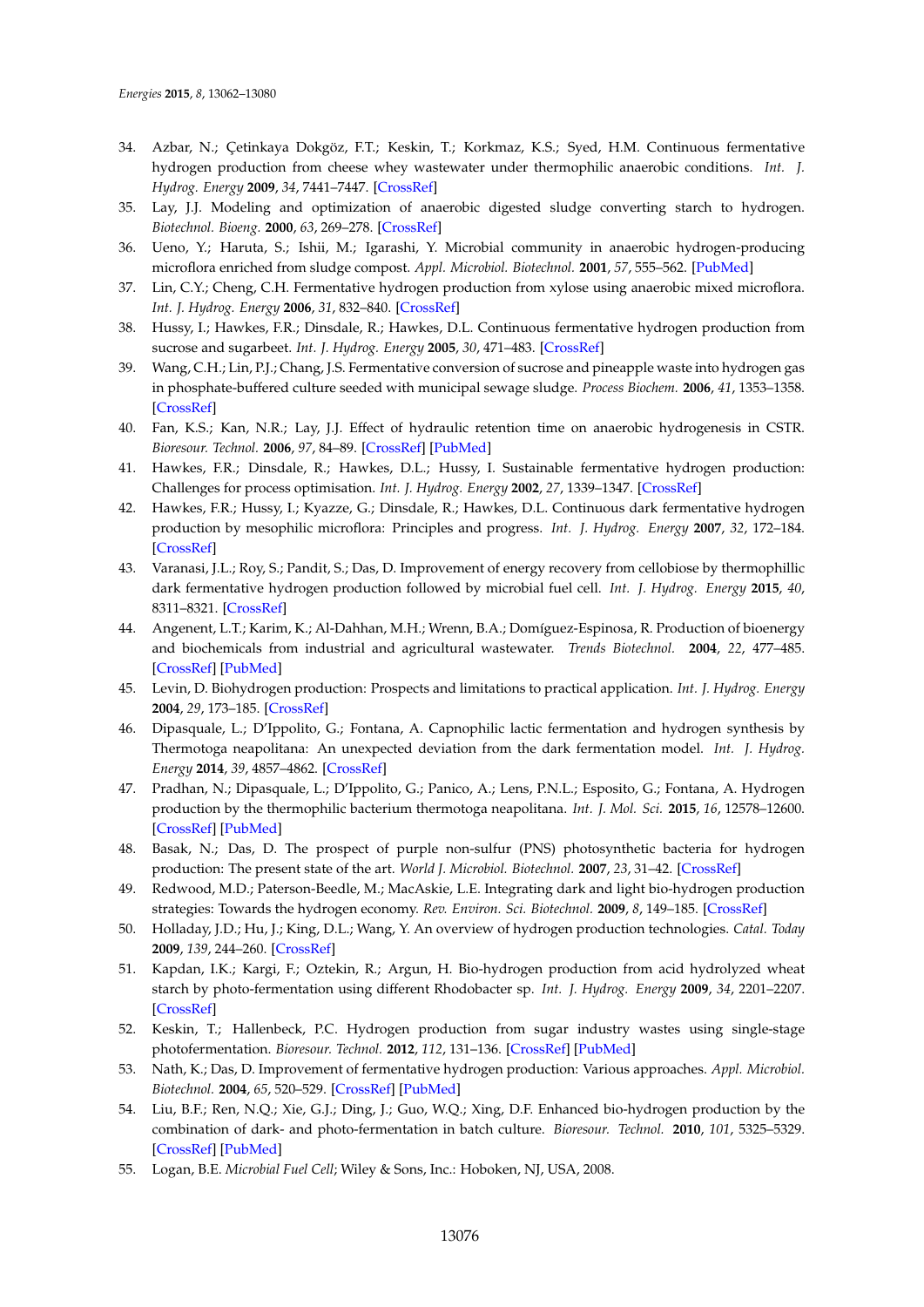34. Azbar, N.; Çetinkaya Dokgöz, F.T.; Keskin, T.; Korkmaz, K.S.; Syed, H.M. Continuous fermentative hydrogen production from cheese whey wastewater under thermophilic anaerobic conditions. *Int. J. Hydrog. Energy* **2009**, *34*, 7441–7447. [CrossRef]
35. Lay, J.J. Modeling and optimization of anaerobic digested sludge converting starch to hydrogen. *Biotechnol. Bioeng.* **2000**, *63*, 269–278. [CrossRef]
36. Ueno, Y.; Haruta, S.; Ishii, M.; Igarashi, Y. Microbial community in anaerobic hydrogen-producing microflora enriched from sludge compost. *Appl. Microbiol. Biotechnol.* **2001**, *57*, 555–562. [PubMed]
37. Lin, C.Y.; Cheng, C.H. Fermentative hydrogen production from xylose using anaerobic mixed microflora. *Int. J. Hydrog. Energy* **2006**, *31*, 832–840. [CrossRef]
38. Hussy, I.; Hawkes, F.R.; Dinsdale, R.; Hawkes, D.L. Continuous fermentative hydrogen production from sucrose and sugarbeet. *Int. J. Hydrog. Energy* **2005**, *30*, 471–483. [CrossRef]
39. Wang, C.H.; Lin, P.J.; Chang, J.S. Fermentative conversion of sucrose and pineapple waste into hydrogen gas in phosphate-buffered culture seeded with municipal sewage sludge. *Process Biochem.* **2006**, *41*, 1353–1358. [CrossRef]
40. Fan, K.S.; Kan, N.R.; Lay, J.J. Effect of hydraulic retention time on anaerobic hydrogenesis in CSTR. *Bioresour. Technol.* **2006**, *97*, 84–89. [CrossRef] [PubMed]
41. Hawkes, F.R.; Dinsdale, R.; Hawkes, D.L.; Hussy, I. Sustainable fermentative hydrogen production: Challenges for process optimisation. *Int. J. Hydrog. Energy* **2002**, *27*, 1339–1347. [CrossRef]
42. Hawkes, F.R.; Hussy, I.; Kyazze, G.; Dinsdale, R.; Hawkes, D.L. Continuous dark fermentative hydrogen production by mesophilic microflora: Principles and progress. *Int. J. Hydrog. Energy* **2007**, *32*, 172–184. [CrossRef]
43. Varanasi, J.L.; Roy, S.; Pandit, S.; Das, D. Improvement of energy recovery from cellobiose by thermophillic dark fermentative hydrogen production followed by microbial fuel cell. *Int. J. Hydrog. Energy* **2015**, *40*, 8311–8321. [CrossRef]
44. Angenent, L.T.; Karim, K.; Al-Dahhan, M.H.; Wrenn, B.A.; Domíguez-Espinosa, R. Production of bioenergy and biochemicals from industrial and agricultural wastewater. *Trends Biotechnol.* **2004**, *22*, 477–485. [CrossRef] [PubMed]
45. Levin, D. Biohydrogen production: Prospects and limitations to practical application. *Int. J. Hydrog. Energy* **2004**, *29*, 173–185. [CrossRef]
46. Dipasquale, L.; D'Ippolito, G.; Fontana, A. Capnophilic lactic fermentation and hydrogen synthesis by Thermotoga neapolitana: An unexpected deviation from the dark fermentation model. *Int. J. Hydrog. Energy* **2014**, *39*, 4857–4862. [CrossRef]
47. Pradhan, N.; Dipasquale, L.; D'Ippolito, G.; Panico, A.; Lens, P.N.L.; Esposito, G.; Fontana, A. Hydrogen production by the thermophilic bacterium thermotoga neapolitana. *Int. J. Mol. Sci.* **2015**, *16*, 12578–12600. [CrossRef] [PubMed]
48. Basak, N.; Das, D. The prospect of purple non-sulfur (PNS) photosynthetic bacteria for hydrogen production: The present state of the art. *World J. Microbiol. Biotechnol.* **2007**, *23*, 31–42. [CrossRef]
49. Redwood, M.D.; Paterson-Beedle, M.; MacAskie, L.E. Integrating dark and light bio-hydrogen production strategies: Towards the hydrogen economy. *Rev. Environ. Sci. Biotechnol.* **2009**, *8*, 149–185. [CrossRef]
50. Holladay, J.D.; Hu, J.; King, D.L.; Wang, Y. An overview of hydrogen production technologies. *Catal. Today* **2009**, *139*, 244–260. [CrossRef]
51. Kapdan, I.K.; Kargi, F.; Oztekin, R.; Argun, H. Bio-hydrogen production from acid hydrolyzed wheat starch by photo-fermentation using different Rhodobacter sp. *Int. J. Hydrog. Energy* **2009**, *34*, 2201–2207. [CrossRef]
52. Keskin, T.; Hallenbeck, P.C. Hydrogen production from sugar industry wastes using single-stage photofermentation. *Bioresour. Technol.* **2012**, *112*, 131–136. [CrossRef] [PubMed]
53. Nath, K.; Das, D. Improvement of fermentative hydrogen production: Various approaches. *Appl. Microbiol. Biotechnol.* **2004**, *65*, 520–529. [CrossRef] [PubMed]
54. Liu, B.F.; Ren, N.Q.; Xie, G.J.; Ding, J.; Guo, W.Q.; Xing, D.F. Enhanced bio-hydrogen production by the combination of dark- and photo-fermentation in batch culture. *Bioresour. Technol.* **2010**, *101*, 5325–5329. [CrossRef] [PubMed]
55. Logan, B.E. *Microbial Fuel Cell*; Wiley & Sons, Inc.: Hoboken, NJ, USA, 2008.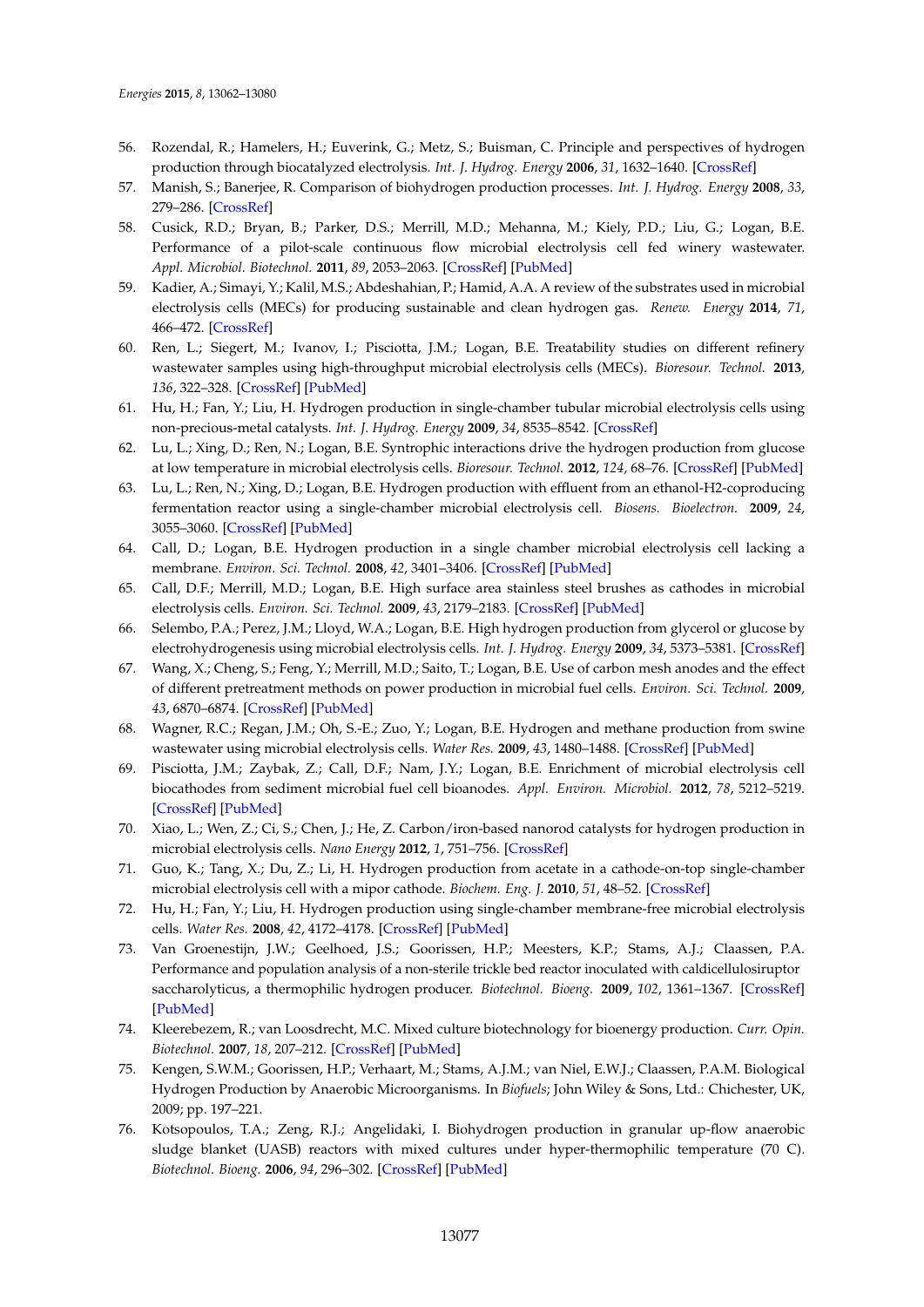56. Rozendal, R.; Hamelers, H.; Euverink, G.; Metz, S.; Buisman, C. Principle and perspectives of hydrogen production through biocatalyzed electrolysis. *Int. J. Hydrog. Energy* **2006**, *31*, 1632–1640. [CrossRef]
57. Manish, S.; Banerjee, R. Comparison of biohydrogen production processes. *Int. J. Hydrog. Energy* **2008**, *33*, 279–286. [CrossRef]
58. Cusick, R.D.; Bryan, B.; Parker, D.S.; Merrill, M.D.; Mehanna, M.; Kiely, P.D.; Liu, G.; Logan, B.E. Performance of a pilot-scale continuous flow microbial electrolysis cell fed winery wastewater. *Appl. Microbiol. Biotechnol.* **2011**, *89*, 2053–2063. [CrossRef] [PubMed]
59. Kadier, A.; Simayi, Y.; Kalil, M.S.; Abdeshahian, P.; Hamid, A.A. A review of the substrates used in microbial electrolysis cells (MECs) for producing sustainable and clean hydrogen gas. *Renew. Energy* **2014**, *71*, 466–472. [CrossRef]
60. Ren, L.; Siegert, M.; Ivanov, I.; Pisciotta, J.M.; Logan, B.E. Treatability studies on different refinery wastewater samples using high-throughput microbial electrolysis cells (MECs). *Bioresour. Technol.* **2013**, *136*, 322–328. [CrossRef] [PubMed]
61. Hu, H.; Fan, Y.; Liu, H. Hydrogen production in single-chamber tubular microbial electrolysis cells using non-precious-metal catalysts. *Int. J. Hydrog. Energy* **2009**, *34*, 8535–8542. [CrossRef]
62. Lu, L.; Xing, D.; Ren, N.; Logan, B.E. Syntrophic interactions drive the hydrogen production from glucose at low temperature in microbial electrolysis cells. *Bioresour. Technol.* **2012**, *124*, 68–76. [CrossRef] [PubMed]
63. Lu, L.; Ren, N.; Xing, D.; Logan, B.E. Hydrogen production with effluent from an ethanol-H2-coproducing fermentation reactor using a single-chamber microbial electrolysis cell. *Biosens. Bioelectron.* **2009**, *24*, 3055–3060. [CrossRef] [PubMed]
64. Call, D.; Logan, B.E. Hydrogen production in a single chamber microbial electrolysis cell lacking a membrane. *Environ. Sci. Technol.* **2008**, *42*, 3401–3406. [CrossRef] [PubMed]
65. Call, D.F.; Merrill, M.D.; Logan, B.E. High surface area stainless steel brushes as cathodes in microbial electrolysis cells. *Environ. Sci. Technol.* **2009**, *43*, 2179–2183. [CrossRef] [PubMed]
66. Selembo, P.A.; Perez, J.M.; Lloyd, W.A.; Logan, B.E. High hydrogen production from glycerol or glucose by electrohydrogenesis using microbial electrolysis cells. *Int. J. Hydrog. Energy* **2009**, *34*, 5373–5381. [CrossRef]
67. Wang, X.; Cheng, S.; Feng, Y.; Merrill, M.D.; Saito, T.; Logan, B.E. Use of carbon mesh anodes and the effect of different pretreatment methods on power production in microbial fuel cells. *Environ. Sci. Technol.* **2009**, *43*, 6870–6874. [CrossRef] [PubMed]
68. Wagner, R.C.; Regan, J.M.; Oh, S.-E.; Zuo, Y.; Logan, B.E. Hydrogen and methane production from swine wastewater using microbial electrolysis cells. *Water Res.* **2009**, *43*, 1480–1488. [CrossRef] [PubMed]
69. Pisciotta, J.M.; Zaybak, Z.; Call, D.F.; Nam, J.Y.; Logan, B.E. Enrichment of microbial electrolysis cell biocathodes from sediment microbial fuel cell bioanodes. *Appl. Environ. Microbiol.* **2012**, *78*, 5212–5219. [CrossRef] [PubMed]
70. Xiao, L.; Wen, Z.; Ci, S.; Chen, J.; He, Z. Carbon/iron-based nanorod catalysts for hydrogen production in microbial electrolysis cells. *Nano Energy* **2012**, *1*, 751–756. [CrossRef]
71. Guo, K.; Tang, X.; Du, Z.; Li, H. Hydrogen production from acetate in a cathode-on-top single-chamber microbial electrolysis cell with a mipor cathode. *Biochem. Eng. J.* **2010**, *51*, 48–52. [CrossRef]
72. Hu, H.; Fan, Y.; Liu, H. Hydrogen production using single-chamber membrane-free microbial electrolysis cells. *Water Res.* **2008**, *42*, 4172–4178. [CrossRef] [PubMed]
73. Van Groenestijn, J.W.; Geelhoed, J.S.; Goorissen, H.P.; Meesters, K.P.; Stams, A.J.; Claassen, P.A. Performance and population analysis of a non-sterile trickle bed reactor inoculated with caldicellulosiruptor saccharolyticus, a thermophilic hydrogen producer. *Biotechnol. Bioeng.* **2009**, *102*, 1361–1367. [CrossRef] [PubMed]
74. Kleerebezem, R.; van Loosdrecht, M.C. Mixed culture biotechnology for bioenergy production. *Curr. Opin. Biotechnol.* **2007**, *18*, 207–212. [CrossRef] [PubMed]
75. Kengen, S.W.M.; Goorissen, H.P.; Verhaart, M.; Stams, A.J.M.; van Niel, E.W.J.; Claassen, P.A.M. Biological Hydrogen Production by Anaerobic Microorganisms. In *Biofuels*; John Wiley & Sons, Ltd.: Chichester, UK, 2009; pp. 197–221.
76. Kotsopoulos, T.A.; Zeng, R.J.; Angelidaki, I. Biohydrogen production in granular up-flow anaerobic sludge blanket (UASB) reactors with mixed cultures under hyper-thermophilic temperature (70 C). *Biotechnol. Bioeng.* **2006**, *94*, 296–302. [CrossRef] [PubMed]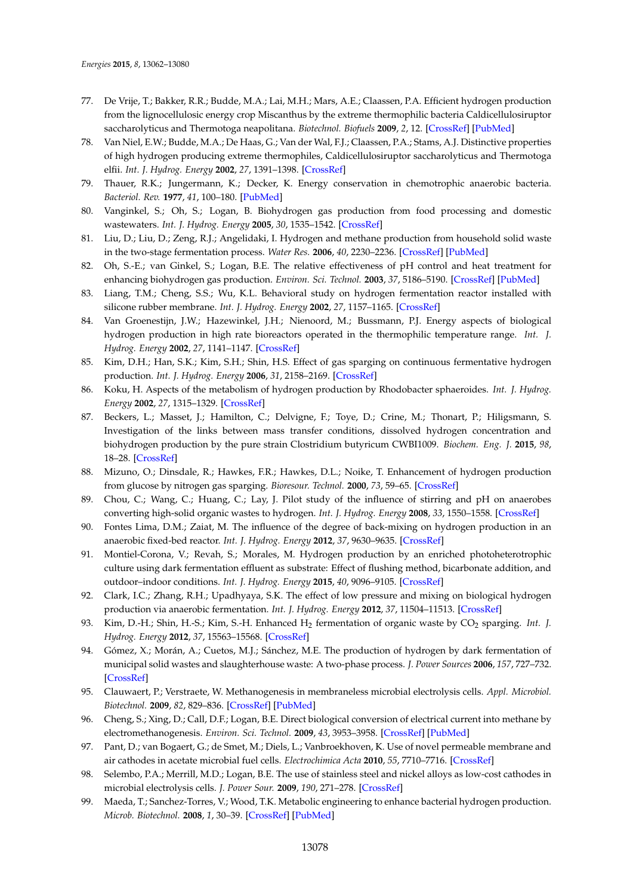77. De Vrije, T.; Bakker, R.R.; Budde, M.A.; Lai, M.H.; Mars, A.E.; Claassen, P.A. Efficient hydrogen production from the lignocellulosic energy crop Miscanthus by the extreme thermophilic bacteria Caldicellulosiruptor saccharolyticus and Thermotoga neapolitana. *Biotechnol. Biofuels* **2009**, *2*, 12. [CrossRef] [PubMed]
78. Van Niel, E.W.; Budde, M.A.; De Haas, G.; Van der Wal, F.J.; Claassen, P.A.; Stams, A.J. Distinctive properties of high hydrogen producing extreme thermophiles, Caldicellulosiruptor saccharolyticus and Thermotoga elfii. *Int. J. Hydrog. Energy* **2002**, *27*, 1391–1398. [CrossRef]
79. Thauer, R.K.; Jungermann, K.; Decker, K. Energy conservation in chemotrophic anaerobic bacteria. *Bacteriol. Rev.* **1977**, *41*, 100–180. [PubMed]
80. Vanginkel, S.; Oh, S.; Logan, B. Biohydrogen gas production from food processing and domestic wastewaters. *Int. J. Hydrog. Energy* **2005**, *30*, 1535–1542. [CrossRef]
81. Liu, D.; Liu, D.; Zeng, R.J.; Angelidaki, I. Hydrogen and methane production from household solid waste in the two-stage fermentation process. *Water Res.* **2006**, *40*, 2230–2236. [CrossRef] [PubMed]
82. Oh, S.-E.; van Ginkel, S.; Logan, B.E. The relative effectiveness of pH control and heat treatment for enhancing biohydrogen gas production. *Environ. Sci. Technol.* **2003**, *37*, 5186–5190. [CrossRef] [PubMed]
83. Liang, T.M.; Cheng, S.S.; Wu, K.L. Behavioral study on hydrogen fermentation reactor installed with silicone rubber membrane. *Int. J. Hydrog. Energy* **2002**, *27*, 1157–1165. [CrossRef]
84. Van Groenestijn, J.W.; Hazewinkel, J.H.; Nienoord, M.; Bussmann, P.J. Energy aspects of biological hydrogen production in high rate bioreactors operated in the thermophilic temperature range. *Int. J. Hydrog. Energy* **2002**, *27*, 1141–1147. [CrossRef]
85. Kim, D.H.; Han, S.K.; Kim, S.H.; Shin, H.S. Effect of gas sparging on continuous fermentative hydrogen production. *Int. J. Hydrog. Energy* **2006**, *31*, 2158–2169. [CrossRef]
86. Koku, H. Aspects of the metabolism of hydrogen production by Rhodobacter sphaeroides. *Int. J. Hydrog. Energy* **2002**, *27*, 1315–1329. [CrossRef]
87. Beckers, L.; Masset, J.; Hamilton, C.; Delvigne, F.; Toye, D.; Crine, M.; Thonart, P.; Hiligsmann, S. Investigation of the links between mass transfer conditions, dissolved hydrogen concentration and biohydrogen production by the pure strain Clostridium butyricum CWBI1009. *Biochem. Eng. J.* **2015**, *98*, 18–28. [CrossRef]
88. Mizuno, O.; Dinsdale, R.; Hawkes, F.R.; Hawkes, D.L.; Noike, T. Enhancement of hydrogen production from glucose by nitrogen gas sparging. *Bioresour. Technol.* **2000**, *73*, 59–65. [CrossRef]
89. Chou, C.; Wang, C.; Huang, C.; Lay, J. Pilot study of the influence of stirring and pH on anaerobes converting high-solid organic wastes to hydrogen. *Int. J. Hydrog. Energy* **2008**, *33*, 1550–1558. [CrossRef]
90. Fontes Lima, D.M.; Zaiat, M. The influence of the degree of back-mixing on hydrogen production in an anaerobic fixed-bed reactor. *Int. J. Hydrog. Energy* **2012**, *37*, 9630–9635. [CrossRef]
91. Montiel-Corona, V.; Revah, S.; Morales, M. Hydrogen production by an enriched photoheterotrophic culture using dark fermentation effluent as substrate: Effect of flushing method, bicarbonate addition, and outdoor–indoor conditions. *Int. J. Hydrog. Energy* **2015**, *40*, 9096–9105. [CrossRef]
92. Clark, I.C.; Zhang, R.H.; Upadhyaya, S.K. The effect of low pressure and mixing on biological hydrogen production via anaerobic fermentation. *Int. J. Hydrog. Energy* **2012**, *37*, 11504–11513. [CrossRef]
93. Kim, D.-H.; Shin, H.-S.; Kim, S.-H. Enhanced $H_2$ fermentation of organic waste by $CO_2$ sparging. *Int. J. Hydrog. Energy* **2012**, *37*, 15563–15568. [CrossRef]
94. Gómez, X.; Morán, A.; Cuetos, M.J.; Sánchez, M.E. The production of hydrogen by dark fermentation of municipal solid wastes and slaughterhouse waste: A two-phase process. *J. Power Sources* **2006**, *157*, 727–732. [CrossRef]
95. Clauwaert, P.; Verstraete, W. Methanogenesis in membraneless microbial electrolysis cells. *Appl. Microbiol. Biotechnol.* **2009**, *82*, 829–836. [CrossRef] [PubMed]
96. Cheng, S.; Xing, D.; Call, D.F.; Logan, B.E. Direct biological conversion of electrical current into methane by electromethanogenesis. *Environ. Sci. Technol.* **2009**, *43*, 3953–3958. [CrossRef] [PubMed]
97. Pant, D.; van Bogaert, G.; de Smet, M.; Diels, L.; Vanbroekhoven, K. Use of novel permeable membrane and air cathodes in acetate microbial fuel cells. *Electrochimica Acta* **2010**, *55*, 7710–7716. [CrossRef]
98. Selembo, P.A.; Merrill, M.D.; Logan, B.E. The use of stainless steel and nickel alloys as low-cost cathodes in microbial electrolysis cells. *J. Power Sour.* **2009**, *190*, 271–278. [CrossRef]
99. Maeda, T.; Sanchez-Torres, V.; Wood, T.K. Metabolic engineering to enhance bacterial hydrogen production. *Microb. Biotechnol.* **2008**, *1*, 30–39. [CrossRef] [PubMed]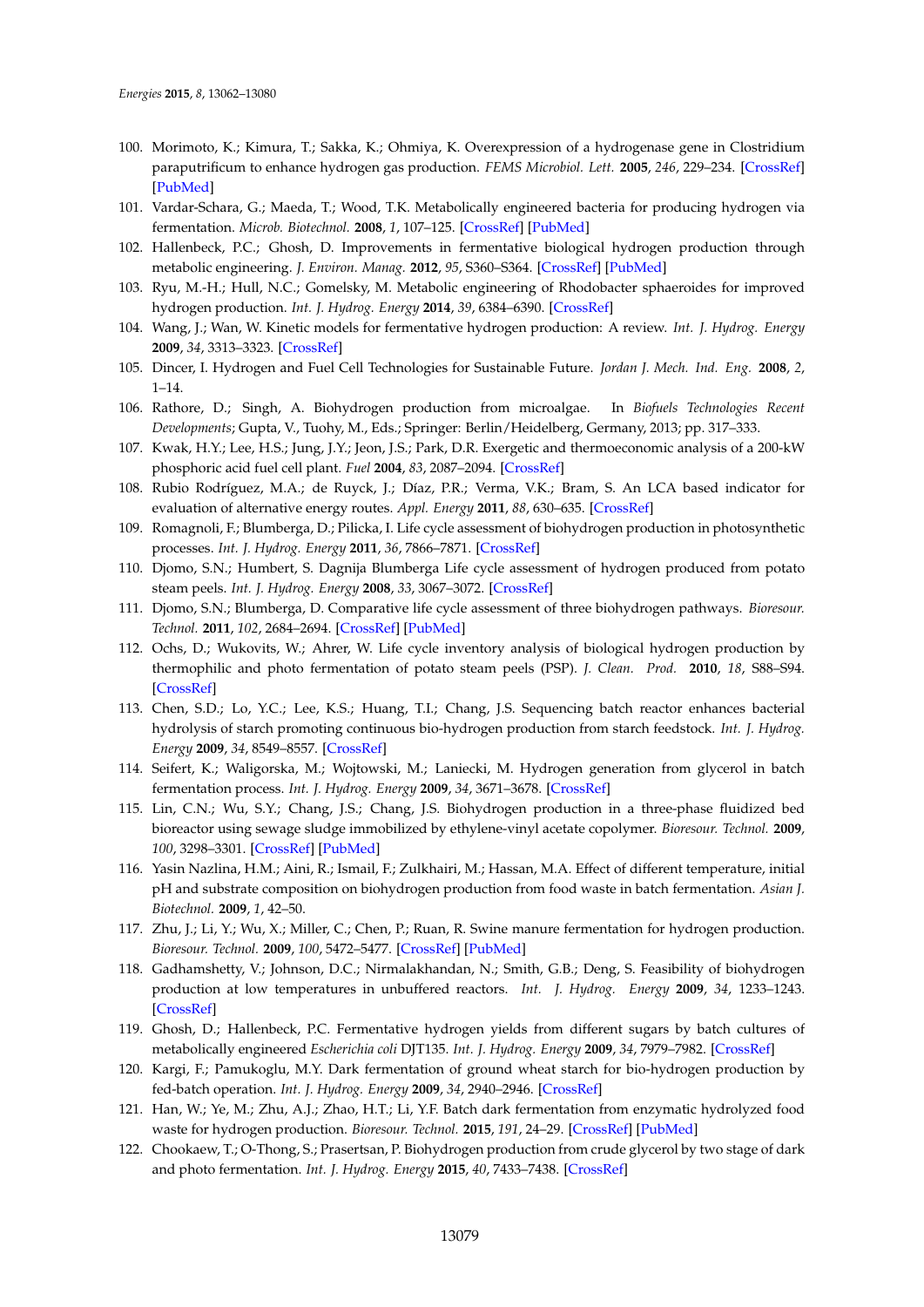100. Morimoto, K.; Kimura, T.; Sakka, K.; Ohmiya, K. Overexpression of a hydrogenase gene in Clostridium paraputrificum to enhance hydrogen gas production. *FEMS Microbiol. Lett.* **2005**, *246*, 229–234. [CrossRef] [PubMed]
101. Vardar-Schara, G.; Maeda, T.; Wood, T.K. Metabolically engineered bacteria for producing hydrogen via fermentation. *Microb. Biotechnol.* **2008**, *1*, 107–125. [CrossRef] [PubMed]
102. Hallenbeck, P.C.; Ghosh, D. Improvements in fermentative biological hydrogen production through metabolic engineering. *J. Environ. Manag.* **2012**, *95*, S360–S364. [CrossRef] [PubMed]
103. Ryu, M.-H.; Hull, N.C.; Gomelsky, M. Metabolic engineering of Rhodobacter sphaeroides for improved hydrogen production. *Int. J. Hydrog. Energy* **2014**, *39*, 6384–6390. [CrossRef]
104. Wang, J.; Wan, W. Kinetic models for fermentative hydrogen production: A review. *Int. J. Hydrog. Energy* **2009**, *34*, 3313–3323. [CrossRef]
105. Dincer, I. Hydrogen and Fuel Cell Technologies for Sustainable Future. *Jordan J. Mech. Ind. Eng.* **2008**, *2*, 1–14.
106. Rathore, D.; Singh, A. Biohydrogen production from microalgae. In *Biofuels Technologies Recent Developments*; Gupta, V., Tuohy, M., Eds.; Springer: Berlin/Heidelberg, Germany, 2013; pp. 317–333.
107. Kwak, H.Y.; Lee, H.S.; Jung, J.Y.; Jeon, J.S.; Park, D.R. Exergetic and thermoeconomic analysis of a 200-kW phosphoric acid fuel cell plant. *Fuel* **2004**, *83*, 2087–2094. [CrossRef]
108. Rubio Rodríguez, M.A.; de Ruyck, J.; Díaz, P.R.; Verma, V.K.; Bram, S. An LCA based indicator for evaluation of alternative energy routes. *Appl. Energy* **2011**, *88*, 630–635. [CrossRef]
109. Romagnoli, F.; Blumberga, D.; Pilicka, I. Life cycle assessment of biohydrogen production in photosynthetic processes. *Int. J. Hydrog. Energy* **2011**, *36*, 7866–7871. [CrossRef]
110. Djomo, S.N.; Humbert, S. Dagnija Blumberga Life cycle assessment of hydrogen produced from potato steam peels. *Int. J. Hydrog. Energy* **2008**, *33*, 3067–3072. [CrossRef]
111. Djomo, S.N.; Blumberga, D. Comparative life cycle assessment of three biohydrogen pathways. *Bioresour. Technol.* **2011**, *102*, 2684–2694. [CrossRef] [PubMed]
112. Ochs, D.; Wukovits, W.; Ahrer, W. Life cycle inventory analysis of biological hydrogen production by thermophilic and photo fermentation of potato steam peels (PSP). *J. Clean. Prod.* **2010**, *18*, S88–S94. [CrossRef]
113. Chen, S.D.; Lo, Y.C.; Lee, K.S.; Huang, T.I.; Chang, J.S. Sequencing batch reactor enhances bacterial hydrolysis of starch promoting continuous bio-hydrogen production from starch feedstock. *Int. J. Hydrog. Energy* **2009**, *34*, 8549–8557. [CrossRef]
114. Seifert, K.; Waligorska, M.; Wojtowski, M.; Laniecki, M. Hydrogen generation from glycerol in batch fermentation process. *Int. J. Hydrog. Energy* **2009**, *34*, 3671–3678. [CrossRef]
115. Lin, C.N.; Wu, S.Y.; Chang, J.S.; Chang, J.S. Biohydrogen production in a three-phase fluidized bed bioreactor using sewage sludge immobilized by ethylene-vinyl acetate copolymer. *Bioresour. Technol.* **2009**, *100*, 3298–3301. [CrossRef] [PubMed]
116. Yasin Nazlina, H.M.; Aini, R.; Ismail, F.; Zulkhairi, M.; Hassan, M.A. Effect of different temperature, initial pH and substrate composition on biohydrogen production from food waste in batch fermentation. *Asian J. Biotechnol.* **2009**, *1*, 42–50.
117. Zhu, J.; Li, Y.; Wu, X.; Miller, C.; Chen, P.; Ruan, R. Swine manure fermentation for hydrogen production. *Bioresour. Technol.* **2009**, *100*, 5472–5477. [CrossRef] [PubMed]
118. Gadhamshetty, V.; Johnson, D.C.; Nirmalakhandan, N.; Smith, G.B.; Deng, S. Feasibility of biohydrogen production at low temperatures in unbuffered reactors. *Int. J. Hydrog. Energy* **2009**, *34*, 1233–1243. [CrossRef]
119. Ghosh, D.; Hallenbeck, P.C. Fermentative hydrogen yields from different sugars by batch cultures of metabolically engineered *Escherichia coli* DJT135. *Int. J. Hydrog. Energy* **2009**, *34*, 7979–7982. [CrossRef]
120. Kargi, F.; Pamukoglu, M.Y. Dark fermentation of ground wheat starch for bio-hydrogen production by fed-batch operation. *Int. J. Hydrog. Energy* **2009**, *34*, 2940–2946. [CrossRef]
121. Han, W.; Ye, M.; Zhu, A.J.; Zhao, H.T.; Li, Y.F. Batch dark fermentation from enzymatic hydrolyzed food waste for hydrogen production. *Bioresour. Technol.* **2015**, *191*, 24–29. [CrossRef] [PubMed]
122. Chookaew, T.; O-Thong, S.; Prasertsan, P. Biohydrogen production from crude glycerol by two stage of dark and photo fermentation. *Int. J. Hydrog. Energy* **2015**, *40*, 7433–7438. [CrossRef]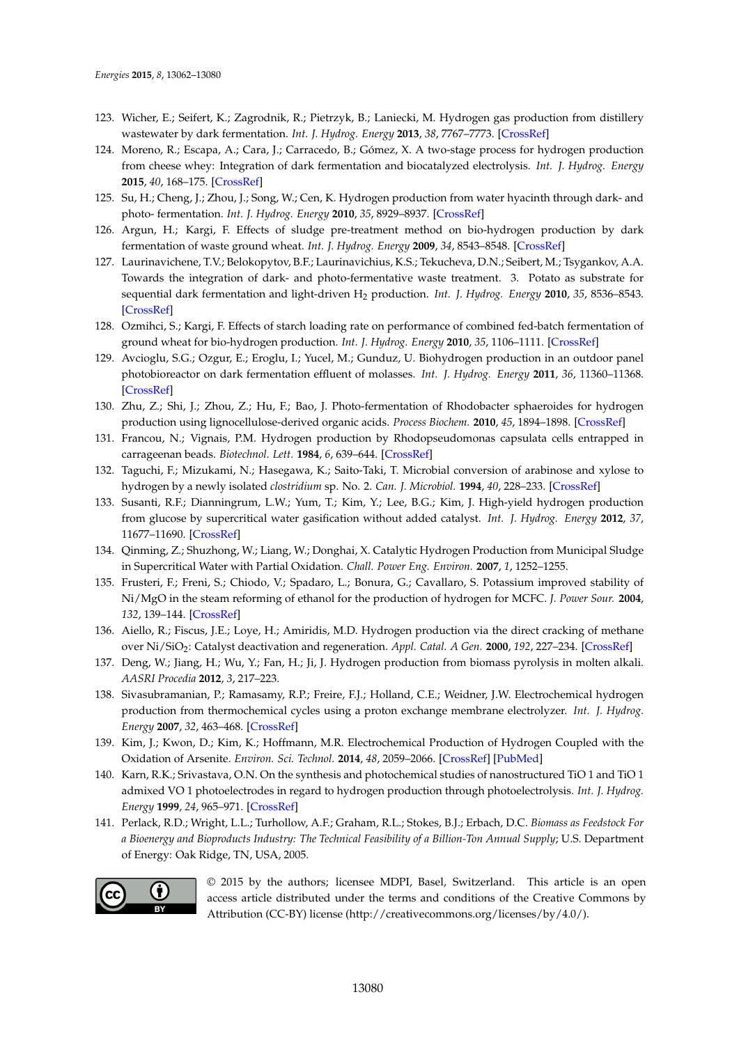123. Wicher, E.; Seifert, K.; Zagrodnik, R.; Pietrzyk, B.; Laniecki, M. Hydrogen gas production from distillery wastewater by dark fermentation. *Int. J. Hydrog. Energy* **2013**, *38*, 7767–7773. [CrossRef]
124. Moreno, R.; Escapa, A.; Cara, J.; Carracedo, B.; Gómez, X. A two-stage process for hydrogen production from cheese whey: Integration of dark fermentation and biocatalyzed electrolysis. *Int. J. Hydrog. Energy* **2015**, *40*, 168–175. [CrossRef]
125. Su, H.; Cheng, J.; Zhou, J.; Song, W.; Cen, K. Hydrogen production from water hyacinth through dark- and photo- fermentation. *Int. J. Hydrog. Energy* **2010**, *35*, 8929–8937. [CrossRef]
126. Argun, H.; Kargi, F. Effects of sludge pre-treatment method on bio-hydrogen production by dark fermentation of waste ground wheat. *Int. J. Hydrog. Energy* **2009**, *34*, 8543–8548. [CrossRef]
127. Laurinavichene, T.V.; Belokopytov, B.F.; Laurinavichius, K.S.; Tekucheva, D.N.; Seibert, M.; Tsygankov, A.A. Towards the integration of dark- and photo-fermentative waste treatment. 3. Potato as substrate for sequential dark fermentation and light-driven $H_2$ production. *Int. J. Hydrog. Energy* **2010**, *35*, 8536–8543. [CrossRef]
128. Ozmihci, S.; Kargi, F. Effects of starch loading rate on performance of combined fed-batch fermentation of ground wheat for bio-hydrogen production. *Int. J. Hydrog. Energy* **2010**, *35*, 1106–1111. [CrossRef]
129. Avcioglu, S.G.; Ozgur, E.; Eroglu, I.; Yucel, M.; Gunduz, U. Biohydrogen production in an outdoor panel photobioreactor on dark fermentation effluent of molasses. *Int. J. Hydrog. Energy* **2011**, *36*, 11360–11368. [CrossRef]
130. Zhu, Z.; Shi, J.; Zhou, Z.; Hu, F.; Bao, J. Photo-fermentation of Rhodobacter sphaeroides for hydrogen production using lignocellulose-derived organic acids. *Process Biochem.* **2010**, *45*, 1894–1898. [CrossRef]
131. Francou, N.; Vignais, P.M. Hydrogen production by Rhodopseudomonas capsulata cells entrapped in carrageenan beads. *Biotechnol. Lett.* **1984**, *6*, 639–644. [CrossRef]
132. Taguchi, F.; Mizukami, N.; Hasegawa, K.; Saito-Taki, T. Microbial conversion of arabinose and xylose to hydrogen by a newly isolated *clostridium* sp. No. 2. *Can. J. Microbiol.* **1994**, *40*, 228–233. [CrossRef]
133. Susanti, R.F.; Dianningrum, L.W.; Yum, T.; Kim, Y.; Lee, B.G.; Kim, J. High-yield hydrogen production from glucose by supercritical water gasification without added catalyst. *Int. J. Hydrog. Energy* **2012**, *37*, 11677–11690. [CrossRef]
134. Qinming, Z.; Shuzhong, W.; Liang, W.; Donghai, X. Catalytic Hydrogen Production from Municipal Sludge in Supercritical Water with Partial Oxidation. *Chall. Power Eng. Environ.* **2007**, *1*, 1252–1255.
135. Frusteri, F.; Freni, S.; Chiodo, V.; Spadaro, L.; Bonura, G.; Cavallaro, S. Potassium improved stability of Ni/MgO in the steam reforming of ethanol for the production of hydrogen for MCFC. *J. Power Sour.* **2004**, *132*, 139–144. [CrossRef]
136. Aiello, R.; Fiscus, J.E.; Loye, H.; Amiridis, M.D. Hydrogen production via the direct cracking of methane over Ni/$SiO_2$: Catalyst deactivation and regeneration. *Appl. Catal. A Gen.* **2000**, *192*, 227–234. [CrossRef]
137. Deng, W.; Jiang, H.; Wu, Y.; Fan, H.; Ji, J. Hydrogen production from biomass pyrolysis in molten alkali. *AASRI Procedia* **2012**, *3*, 217–223.
138. Sivasubramanian, P.; Ramasamy, R.P.; Freire, F.J.; Holland, C.E.; Weidner, J.W. Electrochemical hydrogen production from thermochemical cycles using a proton exchange membrane electrolyzer. *Int. J. Hydrog. Energy* **2007**, *32*, 463–468. [CrossRef]
139. Kim, J.; Kwon, D.; Kim, K.; Hoffmann, M.R. Electrochemical Production of Hydrogen Coupled with the Oxidation of Arsenite. *Environ. Sci. Technol.* **2014**, *48*, 2059–2066. [CrossRef] [PubMed]
140. Karn, R.K.; Srivastava, O.N. On the synthesis and photochemical studies of nanostructured TiO 1 and TiO 1 admixed VO 1 photoelectrodes in regard to hydrogen production through photoelectrolysis. *Int. J. Hydrog. Energy* **1999**, *24*, 965–971. [CrossRef]
141. Perlack, R.D.; Wright, L.L.; Turhollow, A.F.; Graham, R.L.; Stokes, B.J.; Erbach, D.C. *Biomass as Feedstock For a Bioenergy and Bioproducts Industry: The Technical Feasibility of a Billion-Ton Annual Supply*; U.S. Department of Energy: Oak Ridge, TN, USA, 2005.

© 2015 by the authors; licensee MDPI, Basel, Switzerland. This article is an open access article distributed under the terms and conditions of the Creative Commons by Attribution (CC-BY) license (http://creativecommons.org/licenses/by/4.0/).